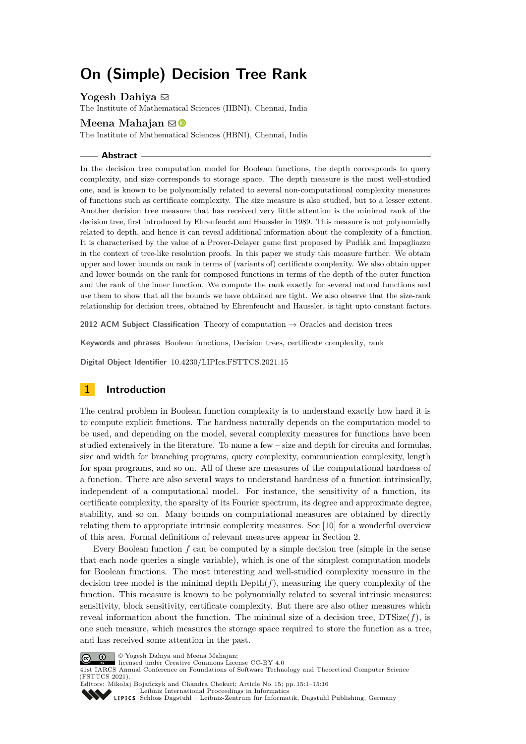# On (Simple) Decision Tree Rank

**Yogesh Dahiya** ✉

The Institute of Mathematical Sciences (HBNI), Chennai, India

**Meena Mahajan** ✉

The Institute of Mathematical Sciences (HBNI), Chennai, India

## Abstract

In the decision tree computation model for Boolean functions, the depth corresponds to query complexity, and size corresponds to storage space. The depth measure is the most well-studied one, and is known to be polynomially related to several non-computational complexity measures of functions such as certificate complexity. The size measure is also studied, but to a lesser extent. Another decision tree measure that has received very little attention is the minimal rank of the decision tree, first introduced by Ehrenfeucht and Haussler in 1989. This measure is not polynomially related to depth, and hence it can reveal additional information about the complexity of a function. It is characterised by the value of a Prover-Delayer game first proposed by Pudlák and Impagliazzo in the context of tree-like resolution proofs. In this paper we study this measure further. We obtain upper and lower bounds on rank in terms of (variants of) certificate complexity. We also obtain upper and lower bounds on the rank for composed functions in terms of the depth of the outer function and the rank of the inner function. We compute the rank exactly for several natural functions and use them to show that all the bounds we have obtained are tight. We also observe that the size-rank relationship for decision trees, obtained by Ehrenfeucht and Haussler, is tight upto constant factors.

**2012 ACM Subject Classification** Theory of computation → Oracles and decision trees

**Keywords and phrases** Boolean functions, Decision trees, certificate complexity, rank

**Digital Object Identifier** 10.4230/LIPIcs.FSTTCS.2021.15

## 1 Introduction

The central problem in Boolean function complexity is to understand exactly how hard it is to compute explicit functions. The hardness naturally depends on the computation model to be used, and depending on the model, several complexity measures for functions have been studied extensively in the literature. To name a few – size and depth for circuits and formulas, size and width for branching programs, query complexity, communication complexity, length for span programs, and so on. All of these are measures of the computational hardness of a function. There are also several ways to understand hardness of a function intrinsically, independent of a computational model. For instance, the sensitivity of a function, its certificate complexity, the sparsity of its Fourier spectrum, its degree and approximate degree, stability, and so on. Many bounds on computational measures are obtained by directly relating them to appropriate intrinsic complexity measures. See [10] for a wonderful overview of this area. Formal definitions of relevant measures appear in Section 2.

Every Boolean function $f$ can be computed by a simple decision tree (simple in the sense that each node queries a single variable), which is one of the simplest computation models for Boolean functions. The most interesting and well-studied complexity measure in the decision tree model is the minimal depth $\mathrm{Depth}(f)$, measuring the query complexity of the function. This measure is known to be polynomially related to several intrinsic measures: sensitivity, block sensitivity, certificate complexity. But there are also other measures which reveal information about the function. The minimal size of a decision tree, $\mathrm{DTSize}(f)$, is one such measure, which measures the storage space required to store the function as a tree, and has received some attention in the past.

© Yogesh Dahiya and Meena Mahajan;
licensed under Creative Commons License CC-BY 4.0
41st IARCS Annual Conference on Foundations of Software Technology and Theoretical Computer Science (FSTTCS 2021).
Editors: Mikołaj Bojańczyk and Chandra Chekuri; Article No. 15; pp. 15:1–15:16
Leibniz International Proceedings in Informatics
Schloss Dagstuhl – Leibniz-Zentrum für Informatik, Dagstuhl Publishing, Germany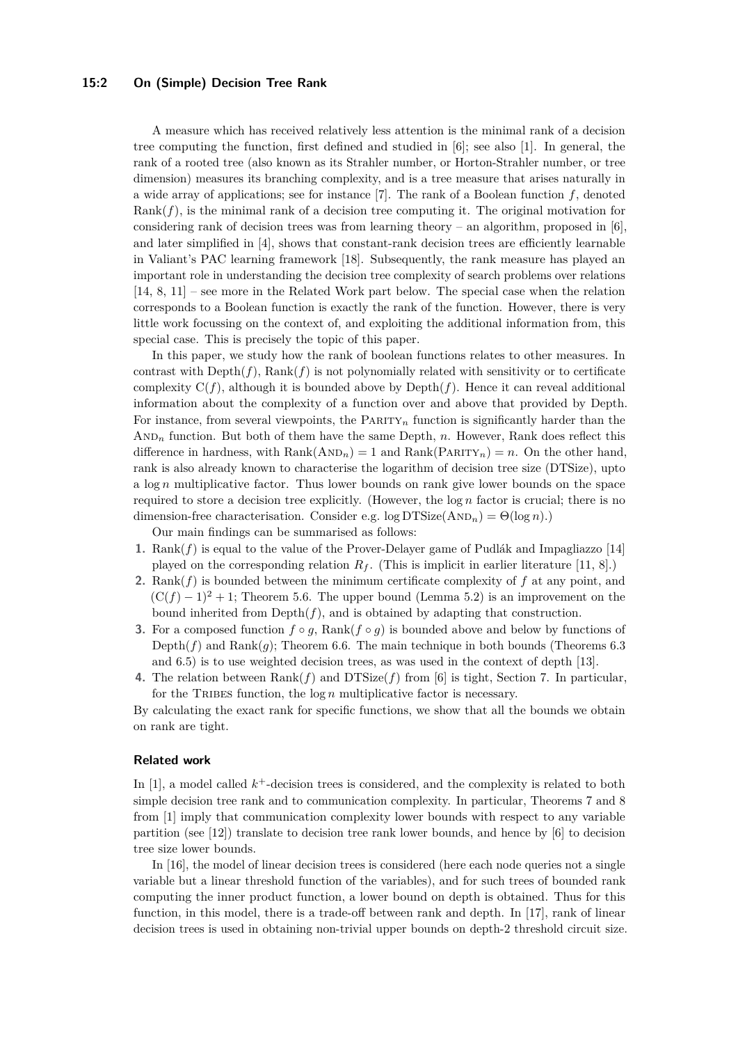A measure which has received relatively less attention is the minimal rank of a decision tree computing the function, first defined and studied in [6]; see also [1]. In general, the rank of a rooted tree (also known as its Strahler number, or Horton-Strahler number, or tree dimension) measures its branching complexity, and is a tree measure that arises naturally in a wide array of applications; see for instance [7]. The rank of a Boolean function $f$, denoted $\text{Rank}(f)$, is the minimal rank of a decision tree computing it. The original motivation for considering rank of decision trees was from learning theory – an algorithm, proposed in [6], and later simplified in [4], shows that constant-rank decision trees are efficiently learnable in Valiant's PAC learning framework [18]. Subsequently, the rank measure has played an important role in understanding the decision tree complexity of search problems over relations [14, 8, 11] – see more in the Related Work part below. The special case when the relation corresponds to a Boolean function is exactly the rank of the function. However, there is very little work focussing on the context of, and exploiting the additional information from, this special case. This is precisely the topic of this paper.

In this paper, we study how the rank of boolean functions relates to other measures. In contrast with $\text{Depth}(f)$, $\text{Rank}(f)$ is not polynomially related with sensitivity or to certificate complexity $\text{C}(f)$, although it is bounded above by $\text{Depth}(f)$. Hence it can reveal additional information about the complexity of a function over and above that provided by Depth. For instance, from several viewpoints, the $\text{PARITY}_n$ function is significantly harder than the $\text{AND}_n$ function. But both of them have the same Depth, $n$. However, Rank does reflect this difference in hardness, with $\text{Rank}(\text{AND}_n) = 1$ and $\text{Rank}(\text{PARITY}_n) = n$. On the other hand, rank is also already known to characterise the logarithm of decision tree size (DTSize), upto a $\log n$ multiplicative factor. Thus lower bounds on rank give lower bounds on the space required to store a decision tree explicitly. (However, the $\log n$ factor is crucial; there is no dimension-free characterisation. Consider e.g. $\log \text{DTSize}(\text{AND}_n) = \Theta(\log n)$.)

Our main findings can be summarised as follows:

1. $\text{Rank}(f)$ is equal to the value of the Prover-Delayer game of Pudlák and Impagliazzo [14] played on the corresponding relation $R_f$. (This is implicit in earlier literature [11, 8].)
2. $\text{Rank}(f)$ is bounded between the minimum certificate complexity of $f$ at any point, and $(\text{C}(f) - 1)^2 + 1$; Theorem 5.6. The upper bound (Lemma 5.2) is an improvement on the bound inherited from $\text{Depth}(f)$, and is obtained by adapting that construction.
3. For a composed function $f \circ g$, $\text{Rank}(f \circ g)$ is bounded above and below by functions of $\text{Depth}(f)$ and $\text{Rank}(g)$; Theorem 6.6. The main technique in both bounds (Theorems 6.3 and 6.5) is to use weighted decision trees, as was used in the context of depth [13].
4. The relation between $\text{Rank}(f)$ and $\text{DTSize}(f)$ from [6] is tight, Section 7. In particular, for the TRIBES function, the $\log n$ multiplicative factor is necessary.

By calculating the exact rank for specific functions, we show that all the bounds we obtain on rank are tight.

### Related work

In [1], a model called $k^+$-decision trees is considered, and the complexity is related to both simple decision tree rank and to communication complexity. In particular, Theorems 7 and 8 from [1] imply that communication complexity lower bounds with respect to any variable partition (see [12]) translate to decision tree rank lower bounds, and hence by [6] to decision tree size lower bounds.

In [16], the model of linear decision trees is considered (here each node queries not a single variable but a linear threshold function of the variables), and for such trees of bounded rank computing the inner product function, a lower bound on depth is obtained. Thus for this function, in this model, there is a trade-off between rank and depth. In [17], rank of linear decision trees is used in obtaining non-trivial upper bounds on depth-2 threshold circuit size.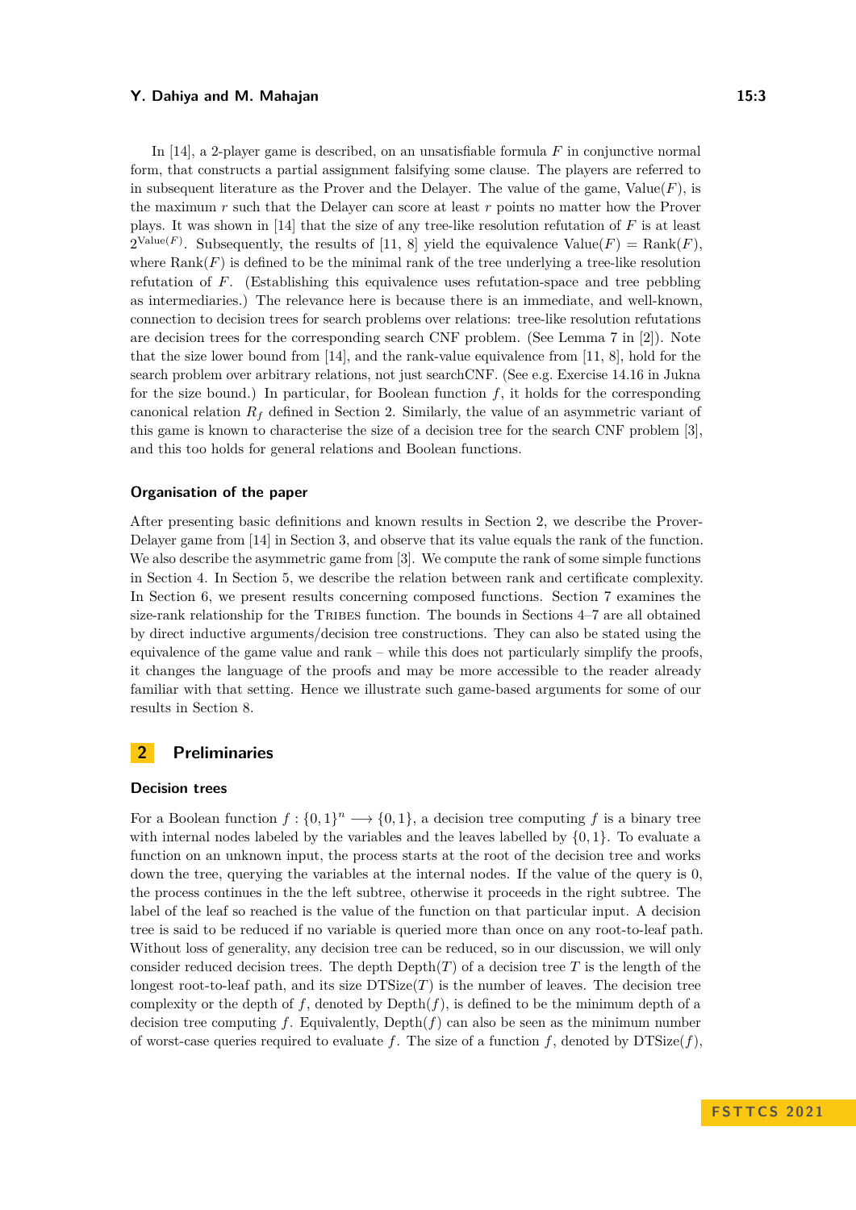In [14], a 2-player game is described, on an unsatisfiable formula $F$ in conjunctive normal form, that constructs a partial assignment falsifying some clause. The players are referred to in subsequent literature as the Prover and the Delayer. The value of the game, $\text{Value}(F)$, is the maximum $r$ such that the Delayer can score at least $r$ points no matter how the Prover plays. It was shown in [14] that the size of any tree-like resolution refutation of $F$ is at least $2^{\text{Value}(F)}$. Subsequently, the results of [11, 8] yield the equivalence $\text{Value}(F) = \text{Rank}(F)$, where $\text{Rank}(F)$ is defined to be the minimal rank of the tree underlying a tree-like resolution refutation of $F$. (Establishing this equivalence uses refutation-space and tree pebbling as intermediaries.) The relevance here is because there is an immediate, and well-known, connection to decision trees for search problems over relations: tree-like resolution refutations are decision trees for the corresponding search CNF problem. (See Lemma 7 in [2]). Note that the size lower bound from [14], and the rank-value equivalence from [11, 8], hold for the search problem over arbitrary relations, not just searchCNF. (See e.g. Exercise 14.16 in Jukna for the size bound.) In particular, for Boolean function $f$, it holds for the corresponding canonical relation $R_f$ defined in Section 2. Similarly, the value of an asymmetric variant of this game is known to characterise the size of a decision tree for the search CNF problem [3], and this too holds for general relations and Boolean functions.

### Organisation of the paper

After presenting basic definitions and known results in Section 2, we describe the Prover-Delayer game from [14] in Section 3, and observe that its value equals the rank of the function. We also describe the asymmetric game from [3]. We compute the rank of some simple functions in Section 4. In Section 5, we describe the relation between rank and certificate complexity. In Section 6, we present results concerning composed functions. Section 7 examines the size-rank relationship for the TRIBES function. The bounds in Sections 4–7 are all obtained by direct inductive arguments/decision tree constructions. They can also be stated using the equivalence of the game value and rank – while this does not particularly simplify the proofs, it changes the language of the proofs and may be more accessible to the reader already familiar with that setting. Hence we illustrate such game-based arguments for some of our results in Section 8.

## 2 Preliminaries

### Decision trees

For a Boolean function $f : \{0,1\}^n \longrightarrow \{0,1\}$, a decision tree computing $f$ is a binary tree with internal nodes labeled by the variables and the leaves labelled by $\{0,1\}$. To evaluate a function on an unknown input, the process starts at the root of the decision tree and works down the tree, querying the variables at the internal nodes. If the value of the query is 0, the process continues in the the left subtree, otherwise it proceeds in the right subtree. The label of the leaf so reached is the value of the function on that particular input. A decision tree is said to be reduced if no variable is queried more than once on any root-to-leaf path. Without loss of generality, any decision tree can be reduced, so in our discussion, we will only consider reduced decision trees. The depth $\text{Depth}(T)$ of a decision tree $T$ is the length of the longest root-to-leaf path, and its size $\text{DTSize}(T)$ is the number of leaves. The decision tree complexity or the depth of $f$, denoted by $\text{Depth}(f)$, is defined to be the minimum depth of a decision tree computing $f$. Equivalently, $\text{Depth}(f)$ can also be seen as the minimum number of worst-case queries required to evaluate $f$. The size of a function $f$, denoted by $\text{DTSize}(f)$,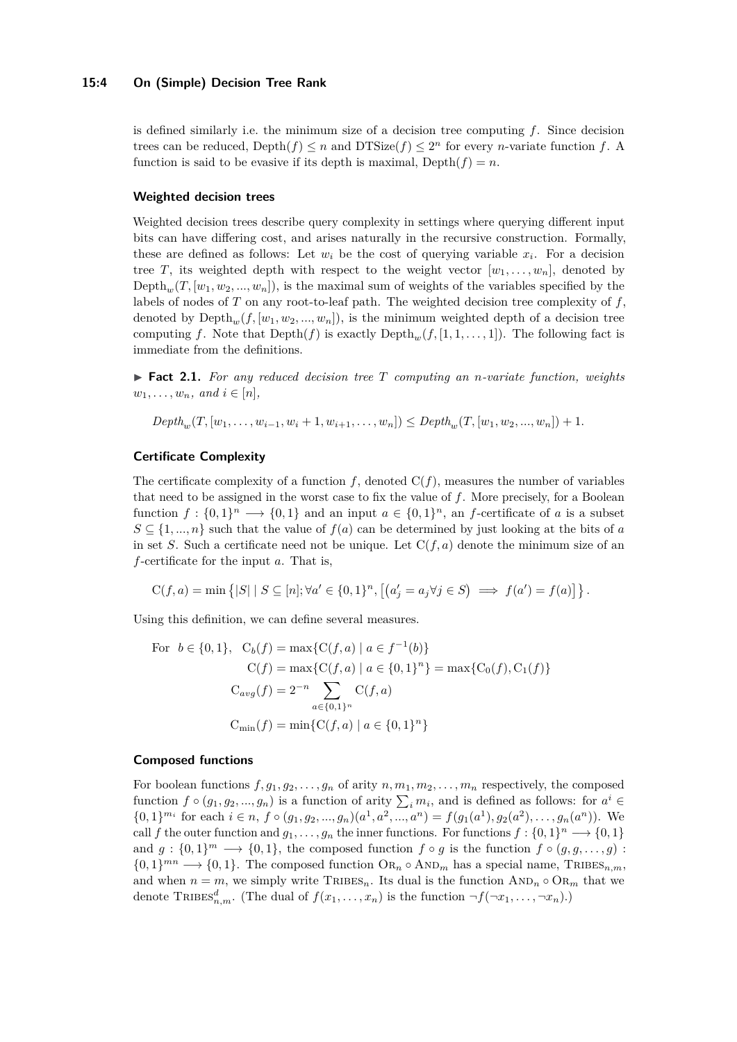is defined similarly i.e. the minimum size of a decision tree computing $f$. Since decision trees can be reduced, $\mathrm{Depth}(f) \leq n$ and $\mathrm{DTSize}(f) \leq 2^n$ for every $n$-variate function $f$. A function is said to be evasive if its depth is maximal, $\mathrm{Depth}(f) = n$.

### Weighted decision trees

Weighted decision trees describe query complexity in settings where querying different input bits can have differing cost, and arises naturally in the recursive construction. Formally, these are defined as follows: Let $w_i$ be the cost of querying variable $x_i$. For a decision tree $T$, its weighted depth with respect to the weight vector $[w_1, \ldots, w_n]$, denoted by $\mathrm{Depth}_w(T, [w_1, w_2, ..., w_n])$, is the maximal sum of weights of the variables specified by the labels of nodes of $T$ on any root-to-leaf path. The weighted decision tree complexity of $f$, denoted by $\mathrm{Depth}_w(f, [w_1, w_2, ..., w_n])$, is the minimum weighted depth of a decision tree computing $f$. Note that $\mathrm{Depth}(f)$ is exactly $\mathrm{Depth}_w(f, [1, 1, \ldots, 1])$. The following fact is immediate from the definitions.

▶ **Fact 2.1.** *For any reduced decision tree $T$ computing an $n$-variate function, weights $w_1, \ldots, w_n$, and $i \in [n]$,*

$$Depth_w(T, [w_1, \ldots, w_{i-1}, w_i + 1, w_{i+1}, \ldots, w_n]) \leq Depth_w(T, [w_1, w_2, ..., w_n]) + 1.$$

### Certificate Complexity

The certificate complexity of a function $f$, denoted $\mathrm{C}(f)$, measures the number of variables that need to be assigned in the worst case to fix the value of $f$. More precisely, for a Boolean function $f : \{0,1\}^n \longrightarrow \{0,1\}$ and an input $a \in \{0,1\}^n$, an $f$-certificate of $a$ is a subset $S \subseteq \{1, ..., n\}$ such that the value of $f(a)$ can be determined by just looking at the bits of $a$ in set $S$. Such a certificate need not be unique. Let $\mathrm{C}(f, a)$ denote the minimum size of an $f$-certificate for the input $a$. That is,

$$\mathrm{C}(f, a) = \min\left\{|S| \mid S \subseteq [n]; \forall a' \in \{0,1\}^n, \left[\left(a'_j = a_j \forall j \in S\right) \implies f(a') = f(a)\right]\right\}.$$

Using this definition, we can define several measures.

$$\begin{aligned}
\text{For} \quad b \in \{0,1\}, \quad \mathrm{C}_b(f) &= \max\{\mathrm{C}(f, a) \mid a \in f^{-1}(b)\} \\
\mathrm{C}(f) &= \max\{\mathrm{C}(f, a) \mid a \in \{0,1\}^n\} = \max\{\mathrm{C}_0(f), \mathrm{C}_1(f)\} \\
\mathrm{C}_{avg}(f) &= 2^{-n} \sum_{a \in \{0,1\}^n} \mathrm{C}(f, a) \\
\mathrm{C}_{\min}(f) &= \min\{\mathrm{C}(f, a) \mid a \in \{0,1\}^n\}
\end{aligned}$$

### Composed functions

For boolean functions $f, g_1, g_2, \ldots, g_n$ of arity $n, m_1, m_2, \ldots, m_n$ respectively, the composed function $f \circ (g_1, g_2, ..., g_n)$ is a function of arity $\sum_i m_i$, and is defined as follows: for $a^i \in \{0,1\}^{m_i}$ for each $i \in n$, $f \circ (g_1, g_2, ..., g_n)(a^1, a^2, ..., a^n) = f(g_1(a^1), g_2(a^2), \ldots, g_n(a^n))$. We call $f$ the outer function and $g_1, \ldots, g_n$ the inner functions. For functions $f : \{0,1\}^n \longrightarrow \{0,1\}$ and $g : \{0,1\}^m \longrightarrow \{0,1\}$, the composed function $f \circ g$ is the function $f \circ (g, g, \ldots, g) : \{0,1\}^{mn} \longrightarrow \{0,1\}$. The composed function $\mathrm{OR}_n \circ \mathrm{AND}_m$ has a special name, $\mathrm{TRIBES}_{n,m}$, and when $n = m$, we simply write $\mathrm{TRIBES}_n$. Its dual is the function $\mathrm{AND}_n \circ \mathrm{OR}_m$ that we denote $\mathrm{TRIBES}^d_{n,m}$. (The dual of $f(x_1, \ldots, x_n)$ is the function $\neg f(\neg x_1, \ldots, \neg x_n)$.)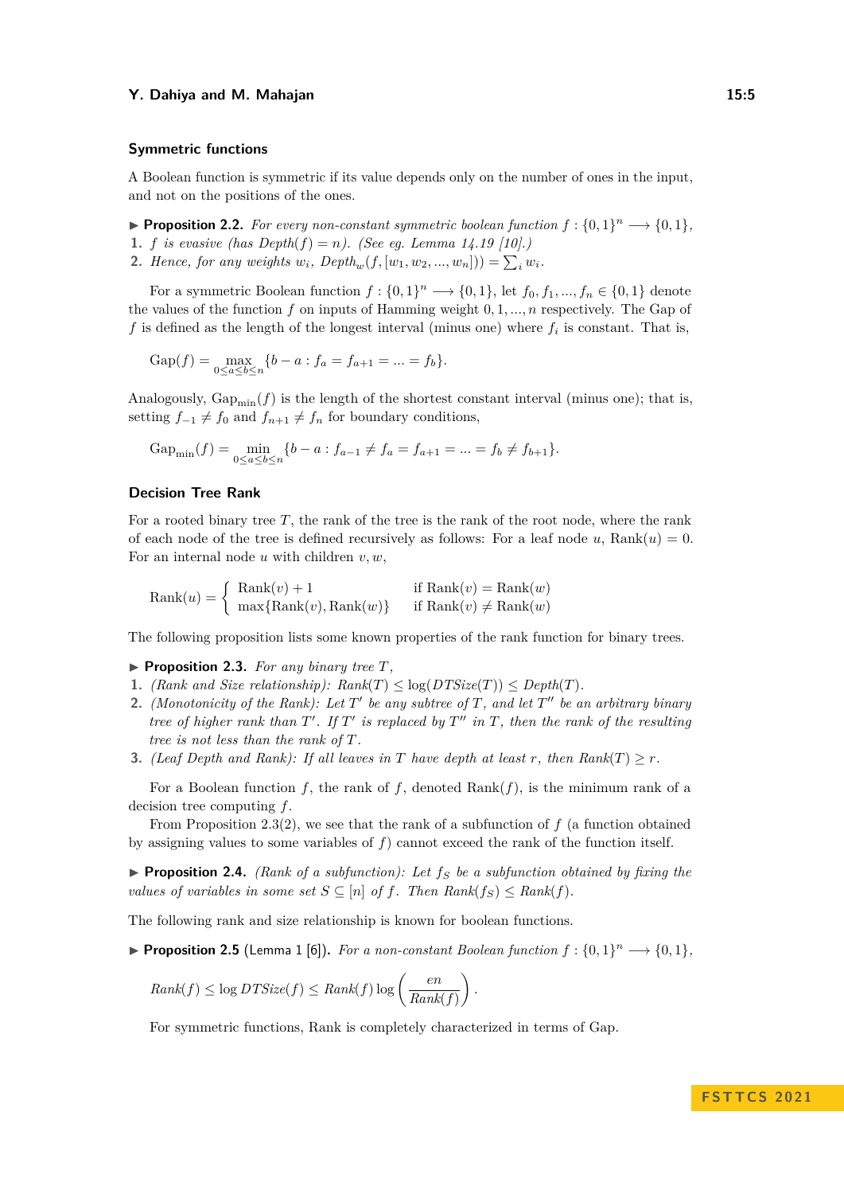### Symmetric functions

A Boolean function is symmetric if its value depends only on the number of ones in the input, and not on the positions of the ones.

▶ **Proposition 2.2.** *For every non-constant symmetric boolean function $f : \{0,1\}^n \longrightarrow \{0,1\}$,*

1. *$f$ is evasive (has $Depth(f) = n$). (See eg. Lemma 14.19 [10].)*
2. *Hence, for any weights $w_i$, $Depth_w(f, [w_1, w_2, ..., w_n]) = \sum_i w_i$.*

For a symmetric Boolean function $f : \{0,1\}^n \longrightarrow \{0,1\}$, let $f_0, f_1, ..., f_n \in \{0,1\}$ denote the values of the function $f$ on inputs of Hamming weight $0, 1, ..., n$ respectively. The Gap of $f$ is defined as the length of the longest interval (minus one) where $f_i$ is constant. That is,

$$\text{Gap}(f) = \max_{0 \leq a \leq b \leq n} \{b - a : f_a = f_{a+1} = ... = f_b\}.$$

Analogously, $\text{Gap}_{\min}(f)$ is the length of the shortest constant interval (minus one); that is, setting $f_{-1} \neq f_0$ and $f_{n+1} \neq f_n$ for boundary conditions,

$$\text{Gap}_{\min}(f) = \min_{0 \leq a \leq b \leq n} \{b - a : f_{a-1} \neq f_a = f_{a+1} = ... = f_b \neq f_{b+1}\}.$$

### Decision Tree Rank

For a rooted binary tree $T$, the rank of the tree is the rank of the root node, where the rank of each node of the tree is defined recursively as follows: For a leaf node $u$, $\text{Rank}(u) = 0$. For an internal node $u$ with children $v, w$,

$$\text{Rank}(u) = \begin{cases} \text{Rank}(v) + 1 & \text{if } \text{Rank}(v) = \text{Rank}(w) \\ \max\{\text{Rank}(v), \text{Rank}(w)\} & \text{if } \text{Rank}(v) \neq \text{Rank}(w) \end{cases}$$

The following proposition lists some known properties of the rank function for binary trees.

▶ **Proposition 2.3.** *For any binary tree $T$,*

1. *(Rank and Size relationship): $Rank(T) \leq \log(DTSize(T)) \leq Depth(T)$.*
2. *(Monotonicity of the Rank): Let $T'$ be any subtree of $T$, and let $T''$ be an arbitrary binary tree of higher rank than $T'$. If $T'$ is replaced by $T''$ in $T$, then the rank of the resulting tree is not less than the rank of $T$.*
3. *(Leaf Depth and Rank): If all leaves in $T$ have depth at least $r$, then $Rank(T) \geq r$.*

For a Boolean function $f$, the rank of $f$, denoted $\text{Rank}(f)$, is the minimum rank of a decision tree computing $f$.

From Proposition 2.3(2), we see that the rank of a subfunction of $f$ (a function obtained by assigning values to some variables of $f$) cannot exceed the rank of the function itself.

▶ **Proposition 2.4.** *(Rank of a subfunction): Let $f_S$ be a subfunction obtained by fixing the values of variables in some set $S \subseteq [n]$ of $f$. Then $Rank(f_S) \leq Rank(f)$.*

The following rank and size relationship is known for boolean functions.

▶ **Proposition 2.5** (Lemma 1 [6]). *For a non-constant Boolean function $f : \{0,1\}^n \longrightarrow \{0,1\}$,*

$$Rank(f) \leq \log DTSize(f) \leq Rank(f) \log\left(\frac{en}{Rank(f)}\right).$$

For symmetric functions, Rank is completely characterized in terms of Gap.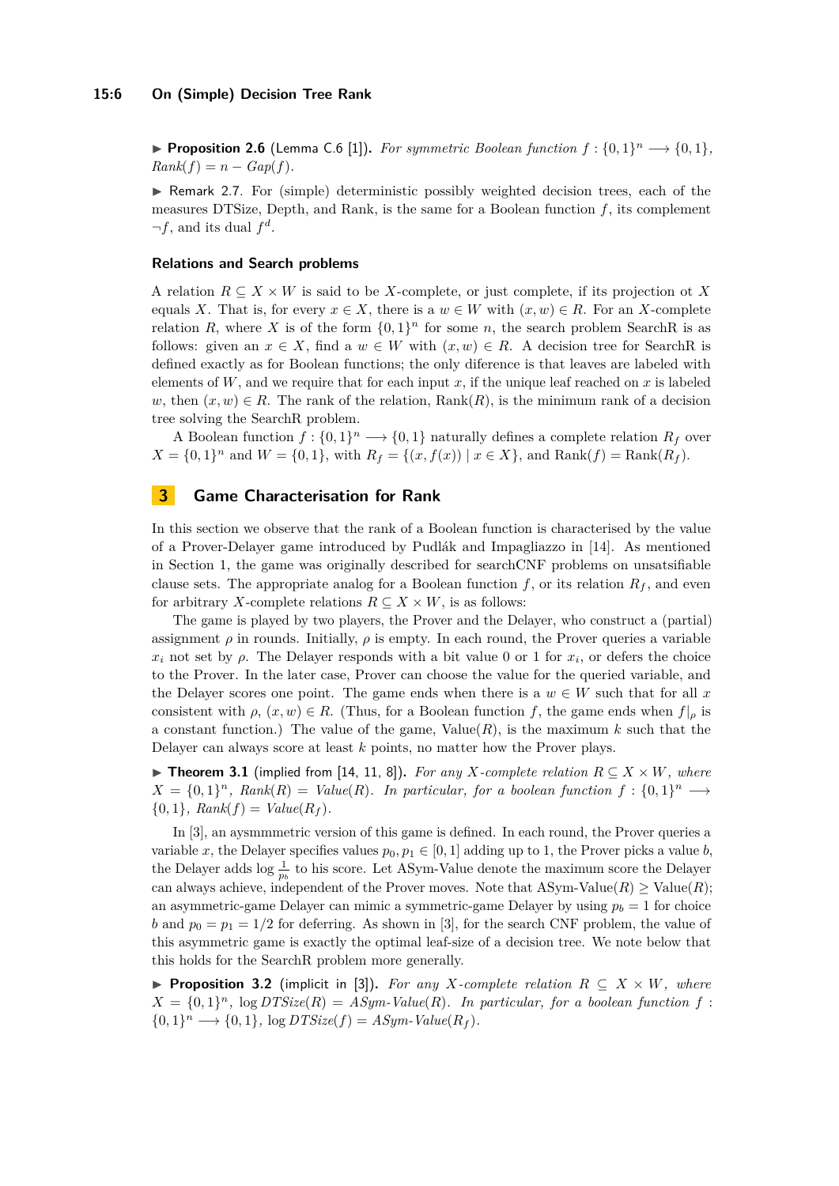▶ **Proposition 2.6** (Lemma C.6 [1]). *For symmetric Boolean function $f : \{0,1\}^n \longrightarrow \{0,1\}$, $Rank(f) = n - Gap(f)$.*

▶ Remark 2.7. For (simple) deterministic possibly weighted decision trees, each of the measures DTSize, Depth, and Rank, is the same for a Boolean function $f$, its complement $\neg f$, and its dual $f^d$.

### Relations and Search problems

A relation $R \subseteq X \times W$ is said to be $X$-complete, or just complete, if its projection ot $X$ equals $X$. That is, for every $x \in X$, there is a $w \in W$ with $(x, w) \in R$. For an $X$-complete relation $R$, where $X$ is of the form $\{0,1\}^n$ for some $n$, the search problem SearchR is as follows: given an $x \in X$, find a $w \in W$ with $(x, w) \in R$. A decision tree for SearchR is defined exactly as for Boolean functions; the only diference is that leaves are labeled with elements of $W$, and we require that for each input $x$, if the unique leaf reached on $x$ is labeled $w$, then $(x, w) \in R$. The rank of the relation, $\text{Rank}(R)$, is the minimum rank of a decision tree solving the SearchR problem.

A Boolean function $f : \{0,1\}^n \longrightarrow \{0,1\}$ naturally defines a complete relation $R_f$ over $X = \{0,1\}^n$ and $W = \{0,1\}$, with $R_f = \{(x, f(x)) \mid x \in X\}$, and $\text{Rank}(f) = \text{Rank}(R_f)$.

## 3 Game Characterisation for Rank

In this section we observe that the rank of a Boolean function is characterised by the value of a Prover-Delayer game introduced by Pudlák and Impagliazzo in [14]. As mentioned in Section 1, the game was originally described for searchCNF problems on unsatsifiable clause sets. The appropriate analog for a Boolean function $f$, or its relation $R_f$, and even for arbitrary $X$-complete relations $R \subseteq X \times W$, is as follows:

The game is played by two players, the Prover and the Delayer, who construct a (partial) assignment $\rho$ in rounds. Initially, $\rho$ is empty. In each round, the Prover queries a variable $x_i$ not set by $\rho$. The Delayer responds with a bit value 0 or 1 for $x_i$, or defers the choice to the Prover. In the later case, Prover can choose the value for the queried variable, and the Delayer scores one point. The game ends when there is a $w \in W$ such that for all $x$ consistent with $\rho$, $(x, w) \in R$. (Thus, for a Boolean function $f$, the game ends when $f|_\rho$ is a constant function.) The value of the game, $\text{Value}(R)$, is the maximum $k$ such that the Delayer can always score at least $k$ points, no matter how the Prover plays.

▶ **Theorem 3.1** (implied from [14, 11, 8]). *For any $X$-complete relation $R \subseteq X \times W$, where $X = \{0,1\}^n$, $Rank(R) = Value(R)$. In particular, for a boolean function $f : \{0,1\}^n \longrightarrow \{0,1\}$, $Rank(f) = Value(R_f)$.*

In [3], an aysmmmetric version of this game is defined. In each round, the Prover queries a variable $x$, the Delayer specifies values $p_0, p_1 \in [0,1]$ adding up to 1, the Prover picks a value $b$, the Delayer adds $\log \frac{1}{p_b}$ to his score. Let ASym-Value denote the maximum score the Delayer can always achieve, independent of the Prover moves. Note that $\text{ASym-Value}(R) \geq \text{Value}(R)$; an asymmetric-game Delayer can mimic a symmetric-game Delayer by using $p_b = 1$ for choice $b$ and $p_0 = p_1 = 1/2$ for deferring. As shown in [3], for the search CNF problem, the value of this asymmetric game is exactly the optimal leaf-size of a decision tree. We note below that this holds for the SearchR problem more generally.

▶ **Proposition 3.2** (implicit in [3]). *For any $X$-complete relation $R \subseteq X \times W$, where $X = \{0,1\}^n$, $\log DTSize(R) = ASym\text{-}Value(R)$. In particular, for a boolean function $f : \{0,1\}^n \longrightarrow \{0,1\}$, $\log DTSize(f) = ASym\text{-}Value(R_f)$.*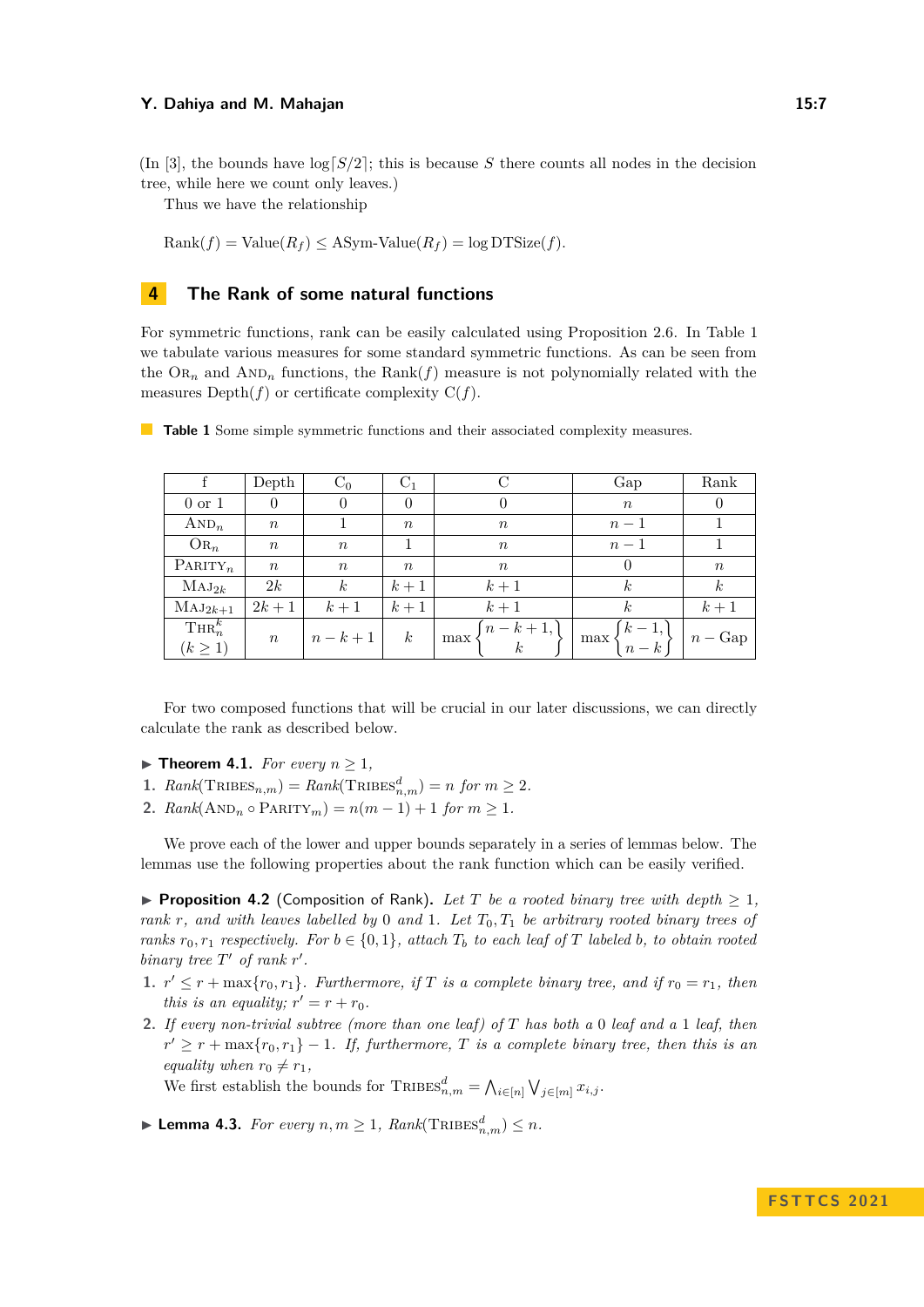(In [3], the bounds have $\log\lceil S/2 \rceil$; this is because $S$ there counts all nodes in the decision tree, while here we count only leaves.)

Thus we have the relationship

$$\text{Rank}(f) = \text{Value}(R_f) \leq \text{ASym-Value}(R_f) = \log \text{DTSize}(f).$$

## 4 The Rank of some natural functions

For symmetric functions, rank can be easily calculated using Proposition 2.6. In Table 1 we tabulate various measures for some standard symmetric functions. As can be seen from the $\text{OR}_n$ and $\text{AND}_n$ functions, the Rank$(f)$ measure is not polynomially related with the measures Depth$(f)$ or certificate complexity $\text{C}(f)$.

**Table 1** Some simple symmetric functions and their associated complexity measures.

| f | Depth | $\text{C}_0$ | $\text{C}_1$ | C | Gap | Rank |
|---|---|---|---|---|---|---|
| 0 or 1 | 0 | 0 | 0 | 0 | $n$ | 0 |
| $\text{AND}_n$ | $n$ | 1 | $n$ | $n$ | $n-1$ | 1 |
| $\text{OR}_n$ | $n$ | $n$ | 1 | $n$ | $n-1$ | 1 |
| $\text{PARITY}_n$ | $n$ | $n$ | $n$ | $n$ | 0 | $n$ |
| $\text{MAJ}_{2k}$ | $2k$ | $k$ | $k+1$ | $k+1$ | $k$ | $k$ |
| $\text{MAJ}_{2k+1}$ | $2k+1$ | $k+1$ | $k+1$ | $k+1$ | $k$ | $k+1$ |
| $\text{THR}_n^k$ $(k \geq 1)$ | $n$ | $n-k+1$ | $k$ | $\max\begin{Bmatrix} n-k+1, \\ k \end{Bmatrix}$ | $\max\begin{Bmatrix} k-1, \\ n-k \end{Bmatrix}$ | $n - \text{Gap}$ |

For two composed functions that will be crucial in our later discussions, we can directly calculate the rank as described below.

▶ **Theorem 4.1.** *For every $n \geq 1$,*
1. *Rank$(\text{TRIBES}_{n,m})$ = Rank$(\text{TRIBES}^d_{n,m}) = n$ for $m \geq 2$.*
2. *Rank$(\text{AND}_n \circ \text{PARITY}_m) = n(m-1)+1$ for $m \geq 1$.*

We prove each of the lower and upper bounds separately in a series of lemmas below. The lemmas use the following properties about the rank function which can be easily verified.

▶ **Proposition 4.2** (Composition of Rank). *Let $T$ be a rooted binary tree with depth $\geq 1$, rank $r$, and with leaves labelled by 0 and 1. Let $T_0, T_1$ be arbitrary rooted binary trees of ranks $r_0, r_1$ respectively. For $b \in \{0,1\}$, attach $T_b$ to each leaf of $T$ labeled $b$, to obtain rooted binary tree $T'$ of rank $r'$.*
1. *$r' \leq r + \max\{r_0, r_1\}$. Furthermore, if $T$ is a complete binary tree, and if $r_0 = r_1$, then this is an equality; $r' = r + r_0$.*
2. *If every non-trivial subtree (more than one leaf) of $T$ has both a 0 leaf and a 1 leaf, then $r' \geq r + \max\{r_0, r_1\} - 1$. If, furthermore, $T$ is a complete binary tree, then this is an equality when $r_0 \neq r_1$,*

We first establish the bounds for $\text{TRIBES}^d_{n,m} = \bigwedge_{i \in [n]} \bigvee_{j \in [m]} x_{i,j}$.

▶ **Lemma 4.3.** *For every $n, m \geq 1$, Rank$(\text{TRIBES}^d_{n,m}) \leq n$.*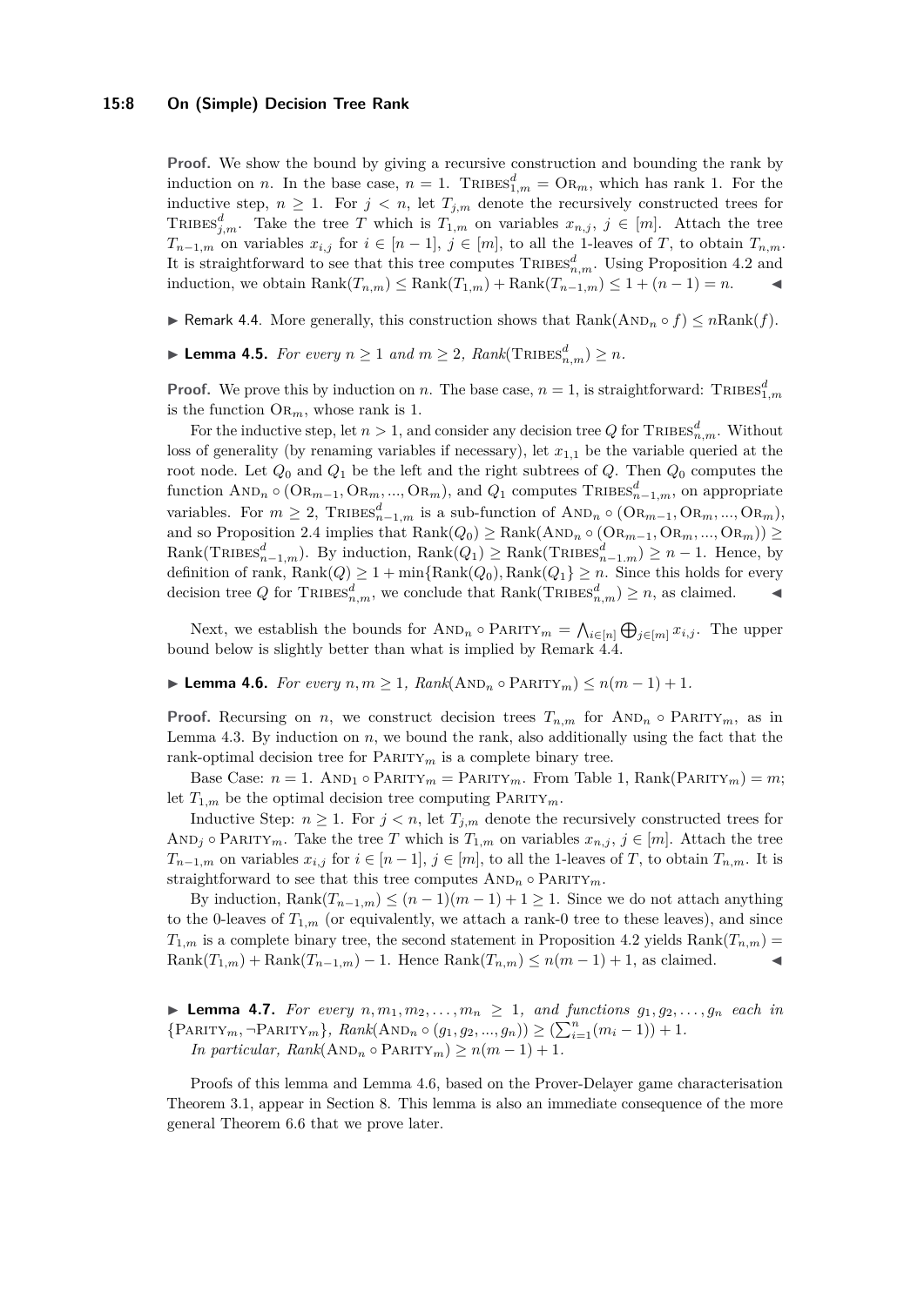**Proof.** We show the bound by giving a recursive construction and bounding the rank by induction on $n$. In the base case, $n = 1$. $\text{Tribes}^d_{1,m} = \text{Or}_m$, which has rank 1. For the inductive step, $n \geq 1$. For $j < n$, let $T_{j,m}$ denote the recursively constructed trees for $\text{Tribes}^d_{j,m}$. Take the tree $T$ which is $T_{1,m}$ on variables $x_{n,j}$, $j \in [m]$. Attach the tree $T_{n-1,m}$ on variables $x_{i,j}$ for $i \in [n-1]$, $j \in [m]$, to all the 1-leaves of $T$, to obtain $T_{n,m}$. It is straightforward to see that this tree computes $\text{Tribes}^d_{n,m}$. Using Proposition 4.2 and induction, we obtain $\text{Rank}(T_{n,m}) \leq \text{Rank}(T_{1,m}) + \text{Rank}(T_{n-1,m}) \leq 1 + (n-1) = n$. ◀

▶ Remark 4.4. More generally, this construction shows that $\text{Rank}(\text{And}_n \circ f) \leq n\text{Rank}(f)$.

▶ **Lemma 4.5.** *For every $n \geq 1$ and $m \geq 2$, $\text{Rank}(\text{Tribes}^d_{n,m}) \geq n$.*

**Proof.** We prove this by induction on $n$. The base case, $n = 1$, is straightforward: $\text{Tribes}^d_{1,m}$ is the function $\text{Or}_m$, whose rank is 1.

For the inductive step, let $n > 1$, and consider any decision tree $Q$ for $\text{Tribes}^d_{n,m}$. Without loss of generality (by renaming variables if necessary), let $x_{1,1}$ be the variable queried at the root node. Let $Q_0$ and $Q_1$ be the left and the right subtrees of $Q$. Then $Q_0$ computes the function $\text{And}_n \circ (\text{Or}_{m-1}, \text{Or}_m, ..., \text{Or}_m)$, and $Q_1$ computes $\text{Tribes}^d_{n-1,m}$, on appropriate variables. For $m \geq 2$, $\text{Tribes}^d_{n-1,m}$ is a sub-function of $\text{And}_n \circ (\text{Or}_{m-1}, \text{Or}_m, ..., \text{Or}_m)$, and so Proposition 2.4 implies that $\text{Rank}(Q_0) \geq \text{Rank}(\text{And}_n \circ (\text{Or}_{m-1}, \text{Or}_m, ..., \text{Or}_m)) \geq \text{Rank}(\text{Tribes}^d_{n-1,m})$. By induction, $\text{Rank}(Q_1) \geq \text{Rank}(\text{Tribes}^d_{n-1,m}) \geq n-1$. Hence, by definition of rank, $\text{Rank}(Q) \geq 1 + \min\{\text{Rank}(Q_0), \text{Rank}(Q_1\} \geq n$. Since this holds for every decision tree $Q$ for $\text{Tribes}^d_{n,m}$, we conclude that $\text{Rank}(\text{Tribes}^d_{n,m}) \geq n$, as claimed. ◀

Next, we establish the bounds for $\text{And}_n \circ \text{Parity}_m = \bigwedge_{i \in [n]} \bigoplus_{j \in [m]} x_{i,j}$. The upper bound below is slightly better than what is implied by Remark 4.4.

▶ **Lemma 4.6.** *For every $n, m \geq 1$, $\text{Rank}(\text{And}_n \circ \text{Parity}_m) \leq n(m-1) + 1$.*

**Proof.** Recursing on $n$, we construct decision trees $T_{n,m}$ for $\text{And}_n \circ \text{Parity}_m$, as in Lemma 4.3. By induction on $n$, we bound the rank, also additionally using the fact that the rank-optimal decision tree for $\text{Parity}_m$ is a complete binary tree.

Base Case: $n = 1$. $\text{And}_1 \circ \text{Parity}_m = \text{Parity}_m$. From Table 1, $\text{Rank}(\text{Parity}_m) = m$; let $T_{1,m}$ be the optimal decision tree computing $\text{Parity}_m$.

Inductive Step: $n \geq 1$. For $j < n$, let $T_{j,m}$ denote the recursively constructed trees for $\text{And}_j \circ \text{Parity}_m$. Take the tree $T$ which is $T_{1,m}$ on variables $x_{n,j}$, $j \in [m]$. Attach the tree $T_{n-1,m}$ on variables $x_{i,j}$ for $i \in [n-1]$, $j \in [m]$, to all the 1-leaves of $T$, to obtain $T_{n,m}$. It is straightforward to see that this tree computes $\text{And}_n \circ \text{Parity}_m$.

By induction, $\text{Rank}(T_{n-1,m}) \leq (n-1)(m-1) + 1 \geq 1$. Since we do not attach anything to the 0-leaves of $T_{1,m}$ (or equivalently, we attach a rank-0 tree to these leaves), and since $T_{1,m}$ is a complete binary tree, the second statement in Proposition 4.2 yields $\text{Rank}(T_{n,m}) = \text{Rank}(T_{1,m}) + \text{Rank}(T_{n-1,m}) - 1$. Hence $\text{Rank}(T_{n,m}) \leq n(m-1) + 1$, as claimed. ◀

▶ **Lemma 4.7.** *For every $n, m_1, m_2, \ldots, m_n \geq 1$, and functions $g_1, g_2, \ldots, g_n$ each in $\{\text{Parity}_m, \neg\text{Parity}_m\}$, $\text{Rank}(\text{And}_n \circ (g_1, g_2, ..., g_n)) \geq (\sum_{i=1}^n (m_i - 1)) + 1$.*
*In particular, $\text{Rank}(\text{And}_n \circ \text{Parity}_m) \geq n(m-1) + 1$.*

Proofs of this lemma and Lemma 4.6, based on the Prover-Delayer game characterisation Theorem 3.1, appear in Section 8. This lemma is also an immediate consequence of the more general Theorem 6.6 that we prove later.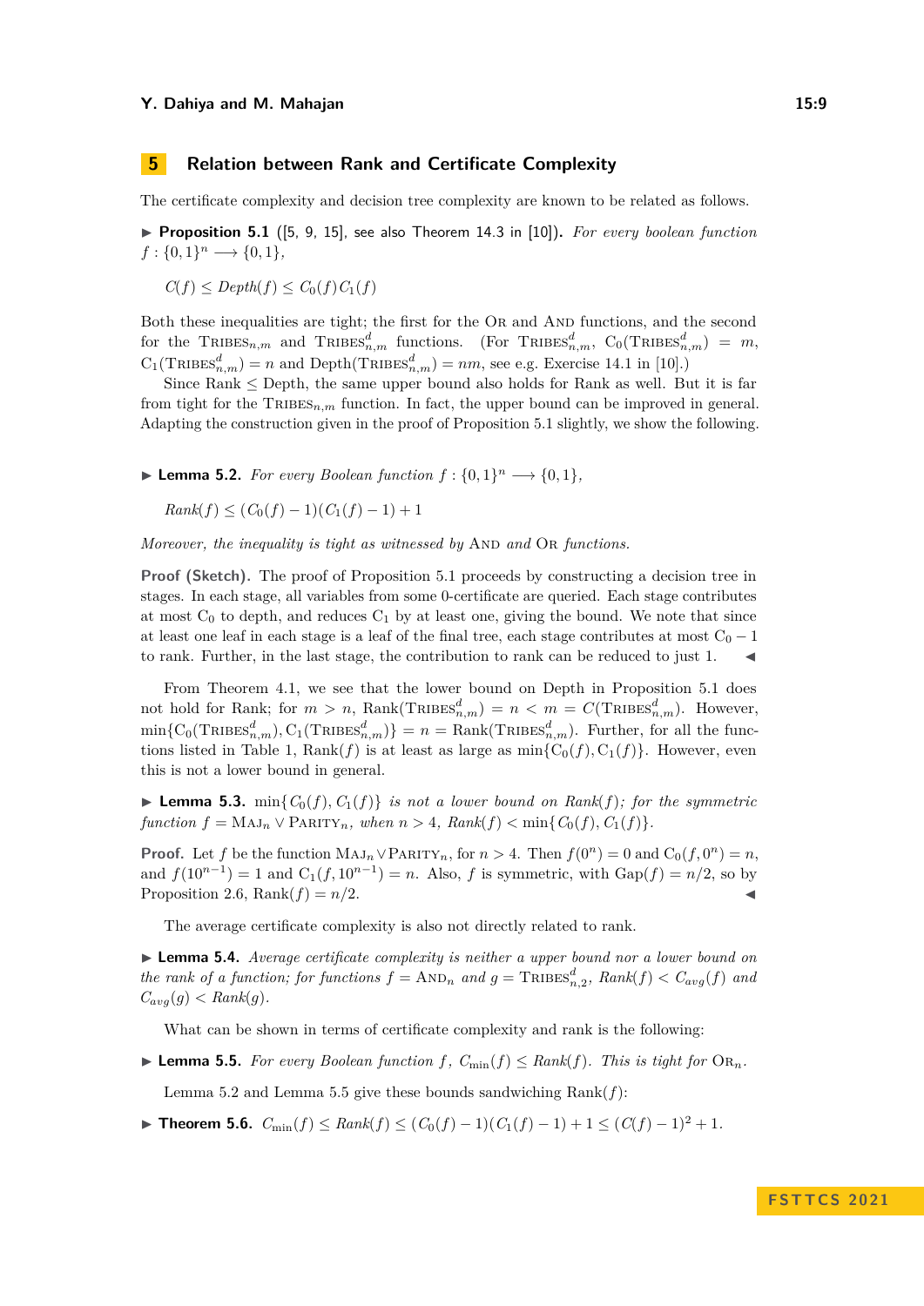## 5 Relation between Rank and Certificate Complexity

The certificate complexity and decision tree complexity are known to be related as follows.

▶ **Proposition 5.1** ([5, 9, 15], see also Theorem 14.3 in [10]). *For every boolean function $f : \{0,1\}^n \longrightarrow \{0,1\}$,*

$$C(f) \leq \mathit{Depth}(f) \leq C_0(f)C_1(f)$$

Both these inequalities are tight; the first for the OR and AND functions, and the second for the $\text{TRIBES}_{n,m}$ and $\text{TRIBES}^d_{n,m}$ functions. (For $\text{TRIBES}^d_{n,m}$, $C_0(\text{TRIBES}^d_{n,m}) = m$, $C_1(\text{TRIBES}^d_{n,m}) = n$ and $\text{Depth}(\text{TRIBES}^d_{n,m}) = nm$, see e.g. Exercise 14.1 in [10].)

Since Rank $\leq$ Depth, the same upper bound also holds for Rank as well. But it is far from tight for the $\text{TRIBES}_{n,m}$ function. In fact, the upper bound can be improved in general. Adapting the construction given in the proof of Proposition 5.1 slightly, we show the following.

▶ **Lemma 5.2.** *For every Boolean function $f : \{0,1\}^n \longrightarrow \{0,1\}$,*

$$\mathit{Rank}(f) \leq (C_0(f) - 1)(C_1(f) - 1) + 1$$

*Moreover, the inequality is tight as witnessed by* AND *and* OR *functions.*

**Proof (Sketch).** The proof of Proposition 5.1 proceeds by constructing a decision tree in stages. In each stage, all variables from some 0-certificate are queried. Each stage contributes at most $C_0$ to depth, and reduces $C_1$ by at least one, giving the bound. We note that since at least one leaf in each stage is a leaf of the final tree, each stage contributes at most $C_0 - 1$ to rank. Further, in the last stage, the contribution to rank can be reduced to just 1. ◀

From Theorem 4.1, we see that the lower bound on Depth in Proposition 5.1 does not hold for Rank; for $m > n$, $\text{Rank}(\text{TRIBES}^d_{n,m}) = n < m = C(\text{TRIBES}^d_{n,m})$. However, $\min\{C_0(\text{TRIBES}^d_{n,m}), C_1(\text{TRIBES}^d_{n,m})\} = n = \text{Rank}(\text{TRIBES}^d_{n,m})$. Further, for all the functions listed in Table 1, $\text{Rank}(f)$ is at least as large as $\min\{C_0(f), C_1(f)\}$. However, even this is not a lower bound in general.

▶ **Lemma 5.3.** *$\min\{C_0(f), C_1(f)\}$ is not a lower bound on $\mathit{Rank}(f)$; for the symmetric function $f = \text{MAJ}_n \vee \text{PARITY}_n$, when $n > 4$, $\mathit{Rank}(f) < \min\{C_0(f), C_1(f)\}$.*

**Proof.** Let $f$ be the function $\text{MAJ}_n \vee \text{PARITY}_n$, for $n > 4$. Then $f(0^n) = 0$ and $C_0(f, 0^n) = n$, and $f(10^{n-1}) = 1$ and $C_1(f, 10^{n-1}) = n$. Also, $f$ is symmetric, with $\text{Gap}(f) = n/2$, so by Proposition 2.6, $\text{Rank}(f) = n/2$. ◀

The average certificate complexity is also not directly related to rank.

▶ **Lemma 5.4.** *Average certificate complexity is neither a upper bound nor a lower bound on the rank of a function; for functions $f = \text{AND}_n$ and $g = \text{TRIBES}^d_{n,2}$, $\mathit{Rank}(f) < C_{avg}(f)$ and $C_{avg}(g) < \mathit{Rank}(g)$.*

What can be shown in terms of certificate complexity and rank is the following:

▶ **Lemma 5.5.** *For every Boolean function $f$, $C_{\min}(f) \leq \mathit{Rank}(f)$. This is tight for $\text{OR}_n$.*

Lemma 5.2 and Lemma 5.5 give these bounds sandwiching $\text{Rank}(f)$:

▶ **Theorem 5.6.** $C_{\min}(f) \leq \mathit{Rank}(f) \leq (C_0(f) - 1)(C_1(f) - 1) + 1 \leq (C(f) - 1)^2 + 1$.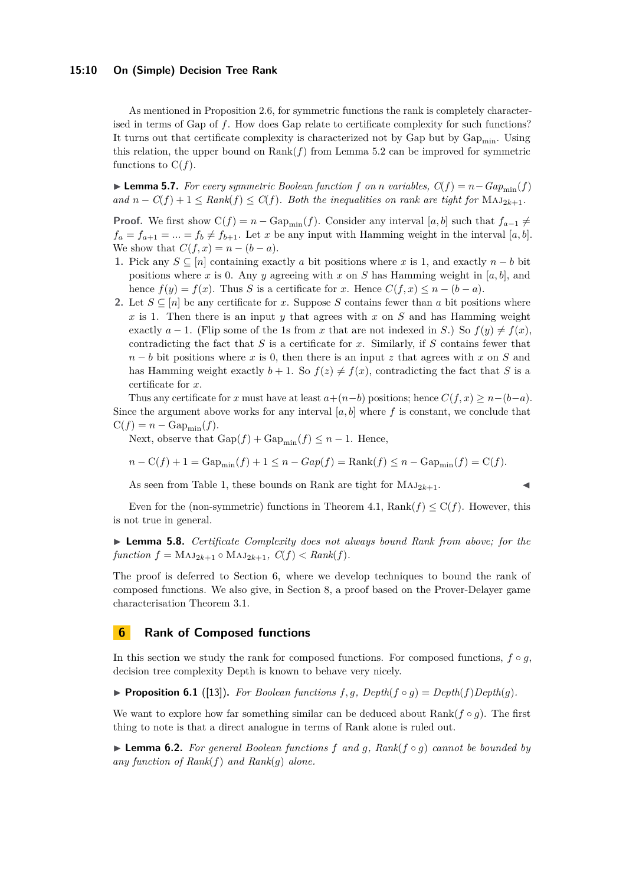As mentioned in Proposition 2.6, for symmetric functions the rank is completely characterised in terms of Gap of $f$. How does Gap relate to certificate complexity for such functions? It turns out that certificate complexity is characterized not by Gap but by $\mathrm{Gap_{min}}$. Using this relation, the upper bound on $\mathrm{Rank}(f)$ from Lemma 5.2 can be improved for symmetric functions to $\mathrm{C}(f)$.

▶ **Lemma 5.7.** *For every symmetric Boolean function $f$ on $n$ variables, $C(f) = n - Gap_{\min}(f)$ and $n - C(f) + 1 \leq Rank(f) \leq C(f)$. Both the inequalities on rank are tight for $\mathrm{MAJ}_{2k+1}$.*

**Proof.** We first show $\mathrm{C}(f) = n - \mathrm{Gap_{min}}(f)$. Consider any interval $[a, b]$ such that $f_{a-1} \neq f_a = f_{a+1} = ... = f_b \neq f_{b+1}$. Let $x$ be any input with Hamming weight in the interval $[a, b]$. We show that $C(f, x) = n - (b - a)$.

1. Pick any $S \subseteq [n]$ containing exactly $a$ bit positions where $x$ is 1, and exactly $n - b$ bit positions where $x$ is 0. Any $y$ agreeing with $x$ on $S$ has Hamming weight in $[a, b]$, and hence $f(y) = f(x)$. Thus $S$ is a certificate for $x$. Hence $C(f, x) \leq n - (b - a)$.
2. Let $S \subseteq [n]$ be any certificate for $x$. Suppose $S$ contains fewer than $a$ bit positions where $x$ is 1. Then there is an input $y$ that agrees with $x$ on $S$ and has Hamming weight exactly $a - 1$. (Flip some of the 1s from $x$ that are not indexed in $S$.) So $f(y) \neq f(x)$, contradicting the fact that $S$ is a certificate for $x$. Similarly, if $S$ contains fewer that $n - b$ bit positions where $x$ is 0, then there is an input $z$ that agrees with $x$ on $S$ and has Hamming weight exactly $b + 1$. So $f(z) \neq f(x)$, contradicting the fact that $S$ is a certificate for $x$.

Thus any certificate for $x$ must have at least $a+(n-b)$ positions; hence $C(f, x) \geq n-(b-a)$. Since the argument above works for any interval $[a, b]$ where $f$ is constant, we conclude that $\mathrm{C}(f) = n - \mathrm{Gap_{min}}(f)$.

Next, observe that $\mathrm{Gap}(f) + \mathrm{Gap_{min}}(f) \leq n - 1$. Hence,

$$n - \mathrm{C}(f) + 1 = \mathrm{Gap_{min}}(f) + 1 \leq n - Gap(f) = \mathrm{Rank}(f) \leq n - \mathrm{Gap_{min}}(f) = \mathrm{C}(f).$$

As seen from Table 1, these bounds on Rank are tight for $\mathrm{MAJ}_{2k+1}$. ◀

Even for the (non-symmetric) functions in Theorem 4.1, $\mathrm{Rank}(f) \leq \mathrm{C}(f)$. However, this is not true in general.

▶ **Lemma 5.8.** *Certificate Complexity does not always bound Rank from above; for the function $f = \mathrm{MAJ}_{2k+1} \circ \mathrm{MAJ}_{2k+1}$, $C(f) < Rank(f)$.*

The proof is deferred to Section 6, where we develop techniques to bound the rank of composed functions. We also give, in Section 8, a proof based on the Prover-Delayer game characterisation Theorem 3.1.

## 6 Rank of Composed functions

In this section we study the rank for composed functions. For composed functions, $f \circ g$, decision tree complexity Depth is known to behave very nicely.

▶ **Proposition 6.1** ([13]). *For Boolean functions $f, g$, $Depth(f \circ g) = Depth(f)Depth(g)$.*

We want to explore how far something similar can be deduced about $\mathrm{Rank}(f \circ g)$. The first thing to note is that a direct analogue in terms of Rank alone is ruled out.

▶ **Lemma 6.2.** *For general Boolean functions $f$ and $g$, $Rank(f \circ g)$ cannot be bounded by any function of $Rank(f)$ and $Rank(g)$ alone.*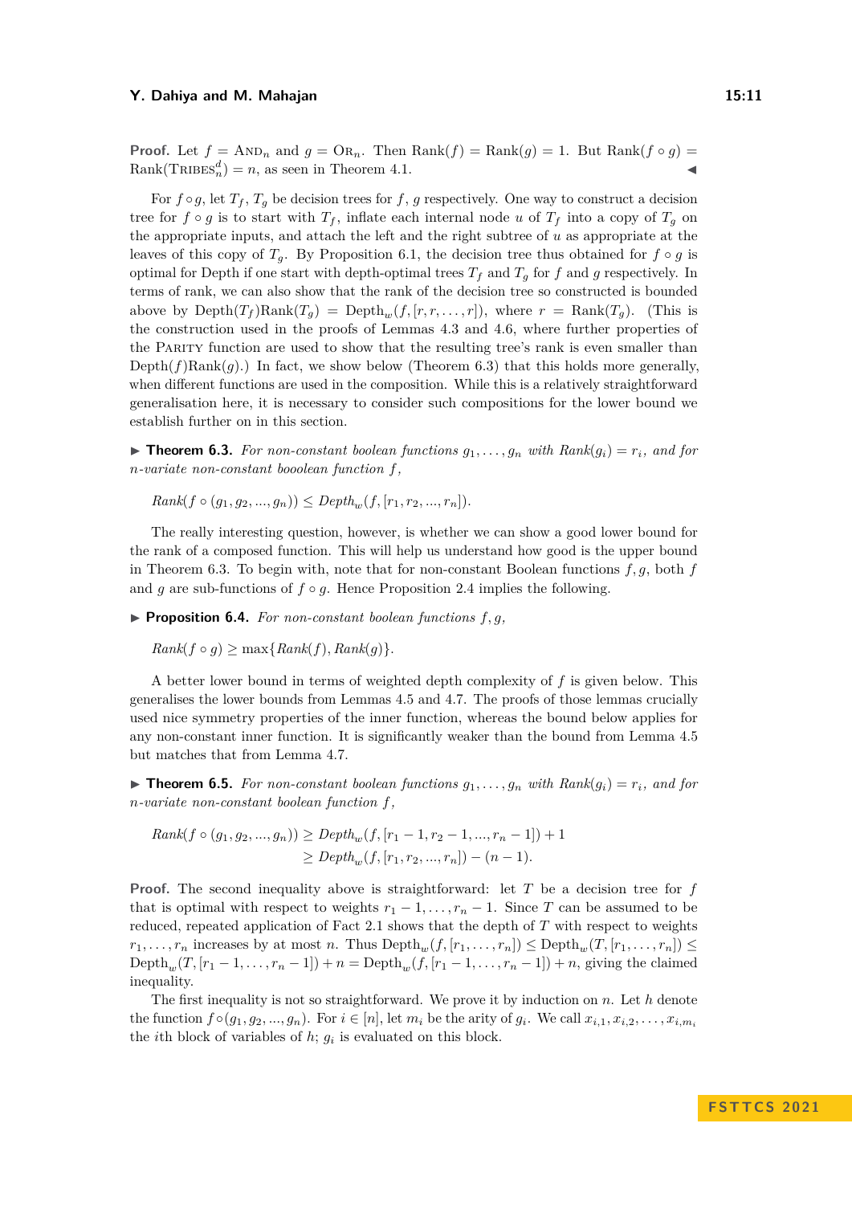**Proof.** Let $f = \textsc{And}_n$ and $g = \textsc{Or}_n$. Then $\text{Rank}(f) = \text{Rank}(g) = 1$. But $\text{Rank}(f \circ g) = \text{Rank}(\textsc{Tribes}_n^d) = n$, as seen in Theorem 4.1. ◀

For $f \circ g$, let $T_f$, $T_g$ be decision trees for $f$, $g$ respectively. One way to construct a decision tree for $f \circ g$ is to start with $T_f$, inflate each internal node $u$ of $T_f$ into a copy of $T_g$ on the appropriate inputs, and attach the left and the right subtree of $u$ as appropriate at the leaves of this copy of $T_g$. By Proposition 6.1, the decision tree thus obtained for $f \circ g$ is optimal for Depth if one start with depth-optimal trees $T_f$ and $T_g$ for $f$ and $g$ respectively. In terms of rank, we can also show that the rank of the decision tree so constructed is bounded above by $\text{Depth}(T_f)\text{Rank}(T_g) = \text{Depth}_w(f, [r, r, \ldots, r])$, where $r = \text{Rank}(T_g)$. (This is the construction used in the proofs of Lemmas 4.3 and 4.6, where further properties of the $\textsc{Parity}$ function are used to show that the resulting tree's rank is even smaller than $\text{Depth}(f)\text{Rank}(g)$.) In fact, we show below (Theorem 6.3) that this holds more generally, when different functions are used in the composition. While this is a relatively straightforward generalisation here, it is necessary to consider such compositions for the lower bound we establish further on in this section.

▶ **Theorem 6.3.** *For non-constant boolean functions $g_1, \ldots, g_n$ with $Rank(g_i) = r_i$, and for $n$-variate non-constant booolean function $f$,*

$$Rank(f \circ (g_1, g_2, ..., g_n)) \leq Depth_w(f, [r_1, r_2, ..., r_n]).$$

The really interesting question, however, is whether we can show a good lower bound for the rank of a composed function. This will help us understand how good is the upper bound in Theorem 6.3. To begin with, note that for non-constant Boolean functions $f, g$, both $f$ and $g$ are sub-functions of $f \circ g$. Hence Proposition 2.4 implies the following.

▶ **Proposition 6.4.** *For non-constant boolean functions $f, g$,*

$$Rank(f \circ g) \geq \max\{Rank(f), Rank(g)\}.$$

A better lower bound in terms of weighted depth complexity of $f$ is given below. This generalises the lower bounds from Lemmas 4.5 and 4.7. The proofs of those lemmas crucially used nice symmetry properties of the inner function, whereas the bound below applies for any non-constant inner function. It is significantly weaker than the bound from Lemma 4.5 but matches that from Lemma 4.7.

▶ **Theorem 6.5.** *For non-constant boolean functions $g_1, \ldots, g_n$ with $Rank(g_i) = r_i$, and for $n$-variate non-constant boolean function $f$,*

$$\begin{aligned} Rank(f \circ (g_1, g_2, ..., g_n)) &\geq Depth_w(f, [r_1 - 1, r_2 - 1, ..., r_n - 1]) + 1 \\ &\geq Depth_w(f, [r_1, r_2, ..., r_n]) - (n - 1). \end{aligned}$$

**Proof.** The second inequality above is straightforward: let $T$ be a decision tree for $f$ that is optimal with respect to weights $r_1 - 1, \ldots, r_n - 1$. Since $T$ can be assumed to be reduced, repeated application of Fact 2.1 shows that the depth of $T$ with respect to weights $r_1, \ldots, r_n$ increases by at most $n$. Thus $\text{Depth}_w(f, [r_1, \ldots, r_n]) \leq \text{Depth}_w(T, [r_1, \ldots, r_n]) \leq \text{Depth}_w(T, [r_1 - 1, \ldots, r_n - 1]) + n = \text{Depth}_w(f, [r_1 - 1, \ldots, r_n - 1]) + n$, giving the claimed inequality.

The first inequality is not so straightforward. We prove it by induction on $n$. Let $h$ denote the function $f \circ (g_1, g_2, ..., g_n)$. For $i \in [n]$, let $m_i$ be the arity of $g_i$. We call $x_{i,1}, x_{i,2}, \ldots, x_{i,m_i}$ the $i$th block of variables of $h$; $g_i$ is evaluated on this block.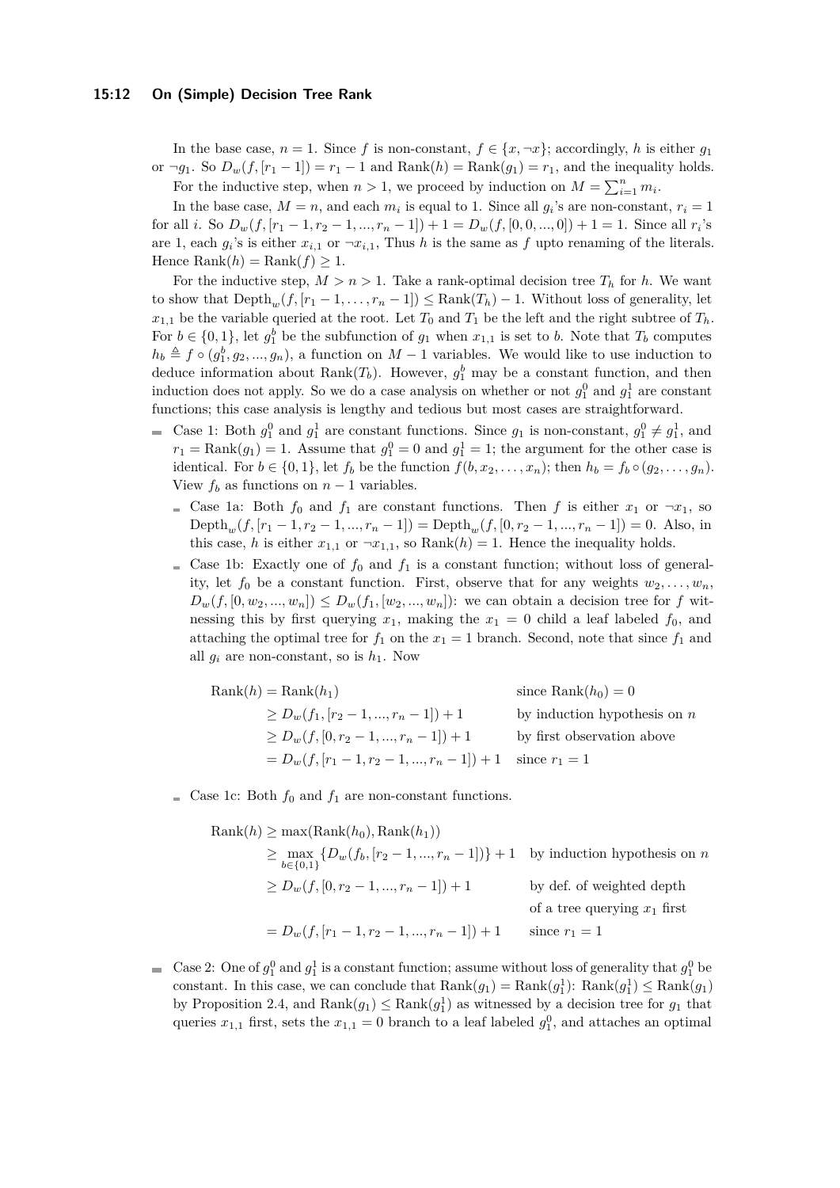In the base case, $n = 1$. Since $f$ is non-constant, $f \in \{x, \neg x\}$; accordingly, $h$ is either $g_1$ or $\neg g_1$. So $D_w(f, [r_1 - 1]) = r_1 - 1$ and $\text{Rank}(h) = \text{Rank}(g_1) = r_1$, and the inequality holds.

For the inductive step, when $n > 1$, we proceed by induction on $M = \sum_{i=1}^{n} m_i$.

In the base case, $M = n$, and each $m_i$ is equal to 1. Since all $g_i$'s are non-constant, $r_i = 1$ for all $i$. So $D_w(f, [r_1 - 1, r_2 - 1, ..., r_n - 1]) + 1 = D_w(f, [0, 0, ..., 0]) + 1 = 1$. Since all $r_i$'s are 1, each $g_i$'s is either $x_{i,1}$ or $\neg x_{i,1}$, Thus $h$ is the same as $f$ upto renaming of the literals. Hence $\text{Rank}(h) = \text{Rank}(f) \geq 1$.

For the inductive step, $M > n > 1$. Take a rank-optimal decision tree $T_h$ for $h$. We want to show that $\text{Depth}_w(f, [r_1 - 1, \ldots, r_n - 1]) \leq \text{Rank}(T_h) - 1$. Without loss of generality, let $x_{1,1}$ be the variable queried at the root. Let $T_0$ and $T_1$ be the left and the right subtree of $T_h$. For $b \in \{0, 1\}$, let $g_1^b$ be the subfunction of $g_1$ when $x_{1,1}$ is set to $b$. Note that $T_b$ computes $h_b \triangleq f \circ (g_1^b, g_2, ..., g_n)$, a function on $M - 1$ variables. We would like to use induction to deduce information about $\text{Rank}(T_b)$. However, $g_1^b$ may be a constant function, and then induction does not apply. So we do a case analysis on whether or not $g_1^0$ and $g_1^1$ are constant functions; this case analysis is lengthy and tedious but most cases are straightforward.

- Case 1: Both $g_1^0$ and $g_1^1$ are constant functions. Since $g_1$ is non-constant, $g_1^0 \neq g_1^1$, and $r_1 = \text{Rank}(g_1) = 1$. Assume that $g_1^0 = 0$ and $g_1^1 = 1$; the argument for the other case is identical. For $b \in \{0, 1\}$, let $f_b$ be the function $f(b, x_2, \ldots, x_n)$; then $h_b = f_b \circ (g_2, \ldots, g_n)$. View $f_b$ as functions on $n - 1$ variables.
  - Case 1a: Both $f_0$ and $f_1$ are constant functions. Then $f$ is either $x_1$ or $\neg x_1$, so $\text{Depth}_w(f, [r_1 - 1, r_2 - 1, ..., r_n - 1]) = \text{Depth}_w(f, [0, r_2 - 1, ..., r_n - 1]) = 0$. Also, in this case, $h$ is either $x_{1,1}$ or $\neg x_{1,1}$, so $\text{Rank}(h) = 1$. Hence the inequality holds.
  - Case 1b: Exactly one of $f_0$ and $f_1$ is a constant function; without loss of generality, let $f_0$ be a constant function. First, observe that for any weights $w_2, \ldots, w_n$, $D_w(f, [0, w_2, ..., w_n]) \leq D_w(f_1, [w_2, ..., w_n])$: we can obtain a decision tree for $f$ witnessing this by first querying $x_1$, making the $x_1 = 0$ child a leaf labeled $f_0$, and attaching the optimal tree for $f_1$ on the $x_1 = 1$ branch. Second, note that since $f_1$ and all $g_i$ are non-constant, so is $h_1$. Now

$$
\begin{aligned}
\text{Rank}(h) &= \text{Rank}(h_1) && \text{since } \text{Rank}(h_0) = 0 \\
&\geq D_w(f_1, [r_2 - 1, ..., r_n - 1]) + 1 && \text{by induction hypothesis on } n \\
&\geq D_w(f, [0, r_2 - 1, ..., r_n - 1]) + 1 && \text{by first observation above} \\
&= D_w(f, [r_1 - 1, r_2 - 1, ..., r_n - 1]) + 1 && \text{since } r_1 = 1
\end{aligned}
$$

  - Case 1c: Both $f_0$ and $f_1$ are non-constant functions.

$$
\begin{aligned}
\text{Rank}(h) &\geq \max(\text{Rank}(h_0), \text{Rank}(h_1)) \\
&\geq \max_{b \in \{0,1\}} \{D_w(f_b, [r_2 - 1, ..., r_n - 1])\} + 1 && \text{by induction hypothesis on } n \\
&\geq D_w(f, [0, r_2 - 1, ..., r_n - 1]) + 1 && \text{by def. of weighted depth of a tree querying } x_1 \text{ first} \\
&= D_w(f, [r_1 - 1, r_2 - 1, ..., r_n - 1]) + 1 && \text{since } r_1 = 1
\end{aligned}
$$

- Case 2: One of $g_1^0$ and $g_1^1$ is a constant function; assume without loss of generality that $g_1^0$ be constant. In this case, we can conclude that $\text{Rank}(g_1) = \text{Rank}(g_1^1)$: $\text{Rank}(g_1^1) \leq \text{Rank}(g_1)$ by Proposition 2.4, and $\text{Rank}(g_1) \leq \text{Rank}(g_1^1)$ as witnessed by a decision tree for $g_1$ that queries $x_{1,1}$ first, sets the $x_{1,1} = 0$ branch to a leaf labeled $g_1^0$, and attaches an optimal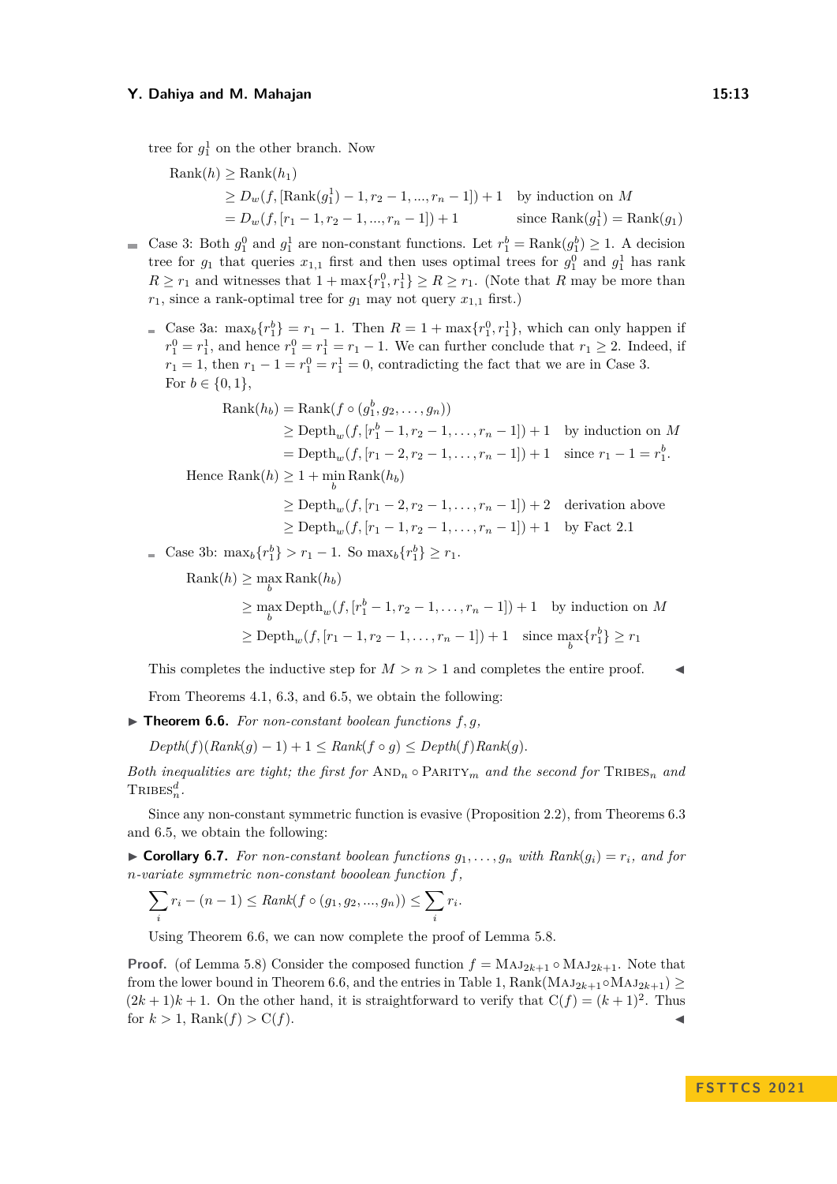tree for $g_1^1$ on the other branch. Now

$$\begin{aligned}
\text{Rank}(h) &\geq \text{Rank}(h_1) \\
&\geq D_w(f, [\text{Rank}(g_1^1) - 1, r_2 - 1, ..., r_n - 1]) + 1 \quad \text{by induction on } M \\
&= D_w(f, [r_1 - 1, r_2 - 1, ..., r_n - 1]) + 1 \quad \text{since Rank}(g_1^1) = \text{Rank}(g_1)
\end{aligned}$$

- Case 3: Both $g_1^0$ and $g_1^1$ are non-constant functions. Let $r_1^b = \text{Rank}(g_1^b) \geq 1$. A decision tree for $g_1$ that queries $x_{1,1}$ first and then uses optimal trees for $g_1^0$ and $g_1^1$ has rank $R \geq r_1$ and witnesses that $1 + \max\{r_1^0, r_1^1\} \geq R \geq r_1$. (Note that $R$ may be more than $r_1$, since a rank-optimal tree for $g_1$ may not query $x_{1,1}$ first.)

  - Case 3a: $\max_b\{r_1^b\} = r_1 - 1$. Then $R = 1 + \max\{r_1^0, r_1^1\}$, which can only happen if $r_1^0 = r_1^1$, and hence $r_1^0 = r_1^1 = r_1 - 1$. We can further conclude that $r_1 \geq 2$. Indeed, if $r_1 = 1$, then $r_1 - 1 = r_1^0 = r_1^1 = 0$, contradicting the fact that we are in Case 3.
    For $b \in \{0, 1\}$,

    $$\begin{aligned}
    \text{Rank}(h_b) &= \text{Rank}(f \circ (g_1^b, g_2, \ldots, g_n)) \\
    &\geq \text{Depth}_w(f, [r_1^b - 1, r_2 - 1, \ldots, r_n - 1]) + 1 \quad \text{by induction on } M \\
    &= \text{Depth}_w(f, [r_1 - 2, r_2 - 1, \ldots, r_n - 1]) + 1 \quad \text{since } r_1 - 1 = r_1^b.
    \end{aligned}$$

    $$\begin{aligned}
    \text{Hence Rank}(h) &\geq 1 + \min_b \text{Rank}(h_b) \\
    &\geq \text{Depth}_w(f, [r_1 - 2, r_2 - 1, \ldots, r_n - 1]) + 2 \quad \text{derivation above} \\
    &\geq \text{Depth}_w(f, [r_1 - 1, r_2 - 1, \ldots, r_n - 1]) + 1 \quad \text{by Fact 2.1}
    \end{aligned}$$

  - Case 3b: $\max_b\{r_1^b\} > r_1 - 1$. So $\max_b\{r_1^b\} \geq r_1$.

    $$\begin{aligned}
    \text{Rank}(h) &\geq \max_b \text{Rank}(h_b) \\
    &\geq \max_b \text{Depth}_w(f, [r_1^b - 1, r_2 - 1, \ldots, r_n - 1]) + 1 \quad \text{by induction on } M \\
    &\geq \text{Depth}_w(f, [r_1 - 1, r_2 - 1, \ldots, r_n - 1]) + 1 \quad \text{since } \max_b\{r_1^b\} \geq r_1
    \end{aligned}$$

This completes the inductive step for $M > n > 1$ and completes the entire proof. ◀

From Theorems 4.1, 6.3, and 6.5, we obtain the following:

▶ **Theorem 6.6.** *For non-constant boolean functions $f, g$,*

$$\textit{Depth}(f)(\textit{Rank}(g) - 1) + 1 \leq \textit{Rank}(f \circ g) \leq \textit{Depth}(f)\textit{Rank}(g).$$

*Both inequalities are tight; the first for* $\text{AND}_n \circ \text{PARITY}_m$ *and the second for* $\text{TRIBES}_n$ *and* $\text{TRIBES}_n^d$.

Since any non-constant symmetric function is evasive (Proposition 2.2), from Theorems 6.3 and 6.5, we obtain the following:

▶ **Corollary 6.7.** *For non-constant boolean functions $g_1, \ldots, g_n$ with $\textit{Rank}(g_i) = r_i$, and for $n$-variate symmetric non-constant booolean function $f$,*

$$\sum_i r_i - (n-1) \leq \textit{Rank}(f \circ (g_1, g_2, ..., g_n)) \leq \sum_i r_i.$$

Using Theorem 6.6, we can now complete the proof of Lemma 5.8.

**Proof.** (of Lemma 5.8) Consider the composed function $f = \text{MAJ}_{2k+1} \circ \text{MAJ}_{2k+1}$. Note that from the lower bound in Theorem 6.6, and the entries in Table 1, $\text{Rank}(\text{MAJ}_{2k+1} \circ \text{MAJ}_{2k+1}) \geq (2k+1)k + 1$. On the other hand, it is straightforward to verify that $\text{C}(f) = (k+1)^2$. Thus for $k > 1$, $\text{Rank}(f) > \text{C}(f)$. ◀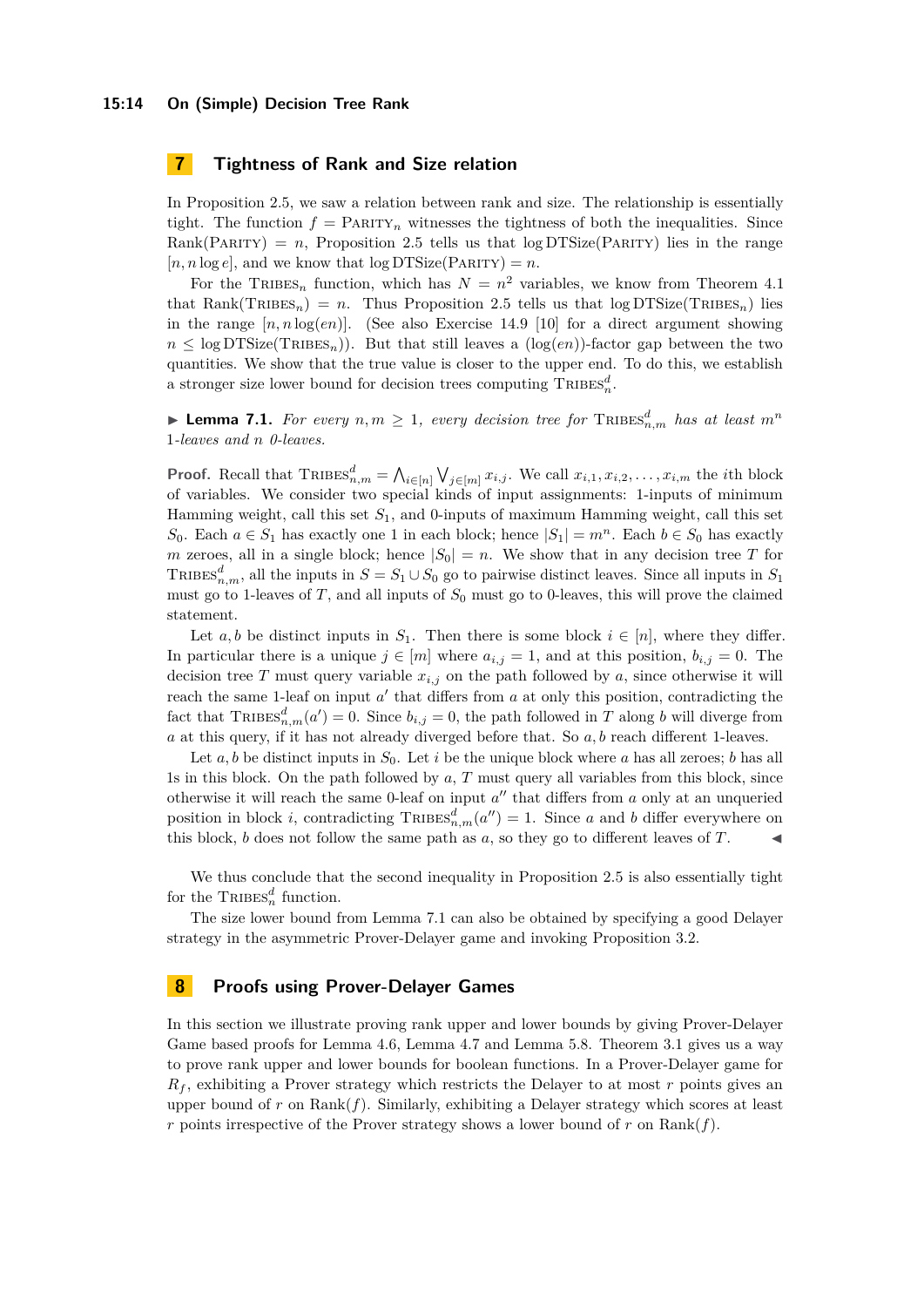## 7 Tightness of Rank and Size relation

In Proposition 2.5, we saw a relation between rank and size. The relationship is essentially tight. The function $f = \textsc{Parity}_n$ witnesses the tightness of both the inequalities. Since $\text{Rank}(\textsc{Parity}) = n$, Proposition 2.5 tells us that $\log \text{DTSize}(\textsc{Parity})$ lies in the range $[n, n \log e]$, and we know that $\log \text{DTSize}(\textsc{Parity}) = n$.

For the $\textsc{Tribes}_n$ function, which has $N = n^2$ variables, we know from Theorem 4.1 that $\text{Rank}(\textsc{Tribes}_n) = n$. Thus Proposition 2.5 tells us that $\log \text{DTSize}(\textsc{Tribes}_n)$ lies in the range $[n, n \log(en)]$. (See also Exercise 14.9 [10] for a direct argument showing $n \leq \log \text{DTSize}(\textsc{Tribes}_n)$). But that still leaves a $(\log(en))$-factor gap between the two quantities. We show that the true value is closer to the upper end. To do this, we establish a stronger size lower bound for decision trees computing $\textsc{Tribes}_n^d$.

▶ **Lemma 7.1.** *For every $n, m \geq 1$, every decision tree for $\textsc{Tribes}_{n,m}^d$ has at least $m^n$ 1-leaves and $n$ 0-leaves.*

**Proof.** Recall that $\textsc{Tribes}_{n,m}^d = \bigwedge_{i \in [n]} \bigvee_{j \in [m]} x_{i,j}$. We call $x_{i,1}, x_{i,2}, \ldots, x_{i,m}$ the $i$th block of variables. We consider two special kinds of input assignments: 1-inputs of minimum Hamming weight, call this set $S_1$, and 0-inputs of maximum Hamming weight, call this set $S_0$. Each $a \in S_1$ has exactly one 1 in each block; hence $|S_1| = m^n$. Each $b \in S_0$ has exactly $m$ zeroes, all in a single block; hence $|S_0| = n$. We show that in any decision tree $T$ for $\textsc{Tribes}_{n,m}^d$, all the inputs in $S = S_1 \cup S_0$ go to pairwise distinct leaves. Since all inputs in $S_1$ must go to 1-leaves of $T$, and all inputs of $S_0$ must go to 0-leaves, this will prove the claimed statement.

Let $a, b$ be distinct inputs in $S_1$. Then there is some block $i \in [n]$, where they differ. In particular there is a unique $j \in [m]$ where $a_{i,j} = 1$, and at this position, $b_{i,j} = 0$. The decision tree $T$ must query variable $x_{i,j}$ on the path followed by $a$, since otherwise it will reach the same 1-leaf on input $a'$ that differs from $a$ at only this position, contradicting the fact that $\textsc{Tribes}_{n,m}^d(a') = 0$. Since $b_{i,j} = 0$, the path followed in $T$ along $b$ will diverge from $a$ at this query, if it has not already diverged before that. So $a, b$ reach different 1-leaves.

Let $a, b$ be distinct inputs in $S_0$. Let $i$ be the unique block where $a$ has all zeroes; $b$ has all 1s in this block. On the path followed by $a$, $T$ must query all variables from this block, since otherwise it will reach the same 0-leaf on input $a''$ that differs from $a$ only at an unqueried position in block $i$, contradicting $\textsc{Tribes}_{n,m}^d(a'') = 1$. Since $a$ and $b$ differ everywhere on this block, $b$ does not follow the same path as $a$, so they go to different leaves of $T$. ◀

We thus conclude that the second inequality in Proposition 2.5 is also essentially tight for the $\textsc{Tribes}_n^d$ function.

The size lower bound from Lemma 7.1 can also be obtained by specifying a good Delayer strategy in the asymmetric Prover-Delayer game and invoking Proposition 3.2.

## 8 Proofs using Prover-Delayer Games

In this section we illustrate proving rank upper and lower bounds by giving Prover-Delayer Game based proofs for Lemma 4.6, Lemma 4.7 and Lemma 5.8. Theorem 3.1 gives us a way to prove rank upper and lower bounds for boolean functions. In a Prover-Delayer game for $R_f$, exhibiting a Prover strategy which restricts the Delayer to at most $r$ points gives an upper bound of $r$ on $\text{Rank}(f)$. Similarly, exhibiting a Delayer strategy which scores at least $r$ points irrespective of the Prover strategy shows a lower bound of $r$ on $\text{Rank}(f)$.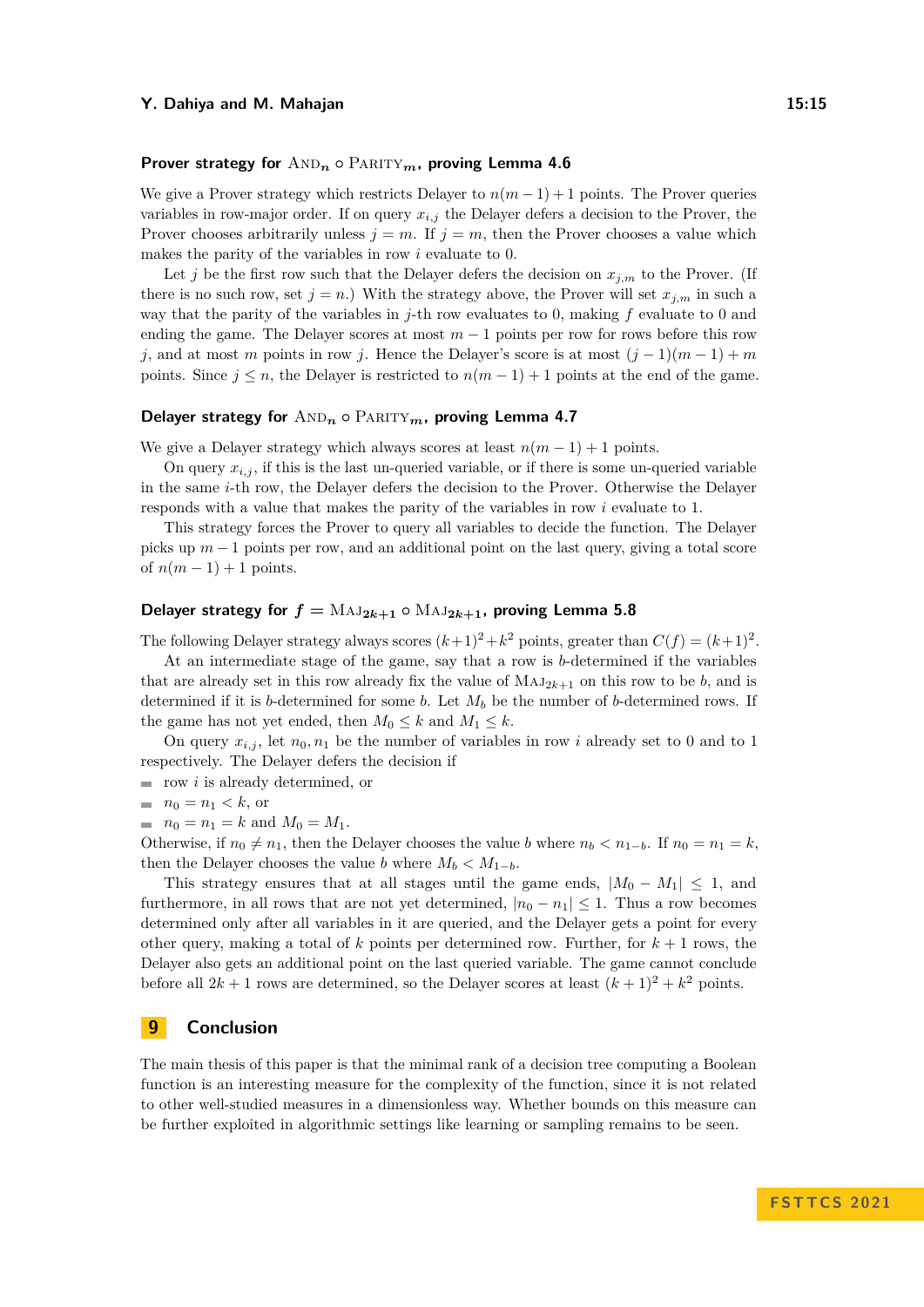**Prover strategy for $\text{AND}_n \circ \text{PARITY}_m$, proving Lemma 4.6**

We give a Prover strategy which restricts Delayer to $n(m-1)+1$ points. The Prover queries variables in row-major order. If on query $x_{i,j}$ the Delayer defers a decision to the Prover, the Prover chooses arbitrarily unless $j = m$. If $j = m$, then the Prover chooses a value which makes the parity of the variables in row $i$ evaluate to 0.

Let $j$ be the first row such that the Delayer defers the decision on $x_{j,m}$ to the Prover. (If there is no such row, set $j = n$.) With the strategy above, the Prover will set $x_{j,m}$ in such a way that the parity of the variables in $j$-th row evaluates to 0, making $f$ evaluate to 0 and ending the game. The Delayer scores at most $m-1$ points per row for rows before this row $j$, and at most $m$ points in row $j$. Hence the Delayer's score is at most $(j-1)(m-1)+m$ points. Since $j \leq n$, the Delayer is restricted to $n(m-1)+1$ points at the end of the game.

**Delayer strategy for $\text{AND}_n \circ \text{PARITY}_m$, proving Lemma 4.7**

We give a Delayer strategy which always scores at least $n(m-1)+1$ points.

On query $x_{i,j}$, if this is the last un-queried variable, or if there is some un-queried variable in the same $i$-th row, the Delayer defers the decision to the Prover. Otherwise the Delayer responds with a value that makes the parity of the variables in row $i$ evaluate to 1.

This strategy forces the Prover to query all variables to decide the function. The Delayer picks up $m-1$ points per row, and an additional point on the last query, giving a total score of $n(m-1)+1$ points.

**Delayer strategy for $f = \text{MAJ}_{2k+1} \circ \text{MAJ}_{2k+1}$, proving Lemma 5.8**

The following Delayer strategy always scores $(k+1)^2+k^2$ points, greater than $C(f) = (k+1)^2$.

At an intermediate stage of the game, say that a row is $b$-determined if the variables that are already set in this row already fix the value of $\text{MAJ}_{2k+1}$ on this row to be $b$, and is determined if it is $b$-determined for some $b$. Let $M_b$ be the number of $b$-determined rows. If the game has not yet ended, then $M_0 \leq k$ and $M_1 \leq k$.

On query $x_{i,j}$, let $n_0, n_1$ be the number of variables in row $i$ already set to 0 and to 1 respectively. The Delayer defers the decision if

- row $i$ is already determined, or
- $n_0 = n_1 < k$, or
- $n_0 = n_1 = k$ and $M_0 = M_1$.

Otherwise, if $n_0 \neq n_1$, then the Delayer chooses the value $b$ where $n_b < n_{1-b}$. If $n_0 = n_1 = k$, then the Delayer chooses the value $b$ where $M_b < M_{1-b}$.

This strategy ensures that at all stages until the game ends, $|M_0 - M_1| \leq 1$, and furthermore, in all rows that are not yet determined, $|n_0 - n_1| \leq 1$. Thus a row becomes determined only after all variables in it are queried, and the Delayer gets a point for every other query, making a total of $k$ points per determined row. Further, for $k+1$ rows, the Delayer also gets an additional point on the last queried variable. The game cannot conclude before all $2k+1$ rows are determined, so the Delayer scores at least $(k+1)^2 + k^2$ points.

## 9 Conclusion

The main thesis of this paper is that the minimal rank of a decision tree computing a Boolean function is an interesting measure for the complexity of the function, since it is not related to other well-studied measures in a dimensionless way. Whether bounds on this measure can be further exploited in algorithmic settings like learning or sampling remains to be seen.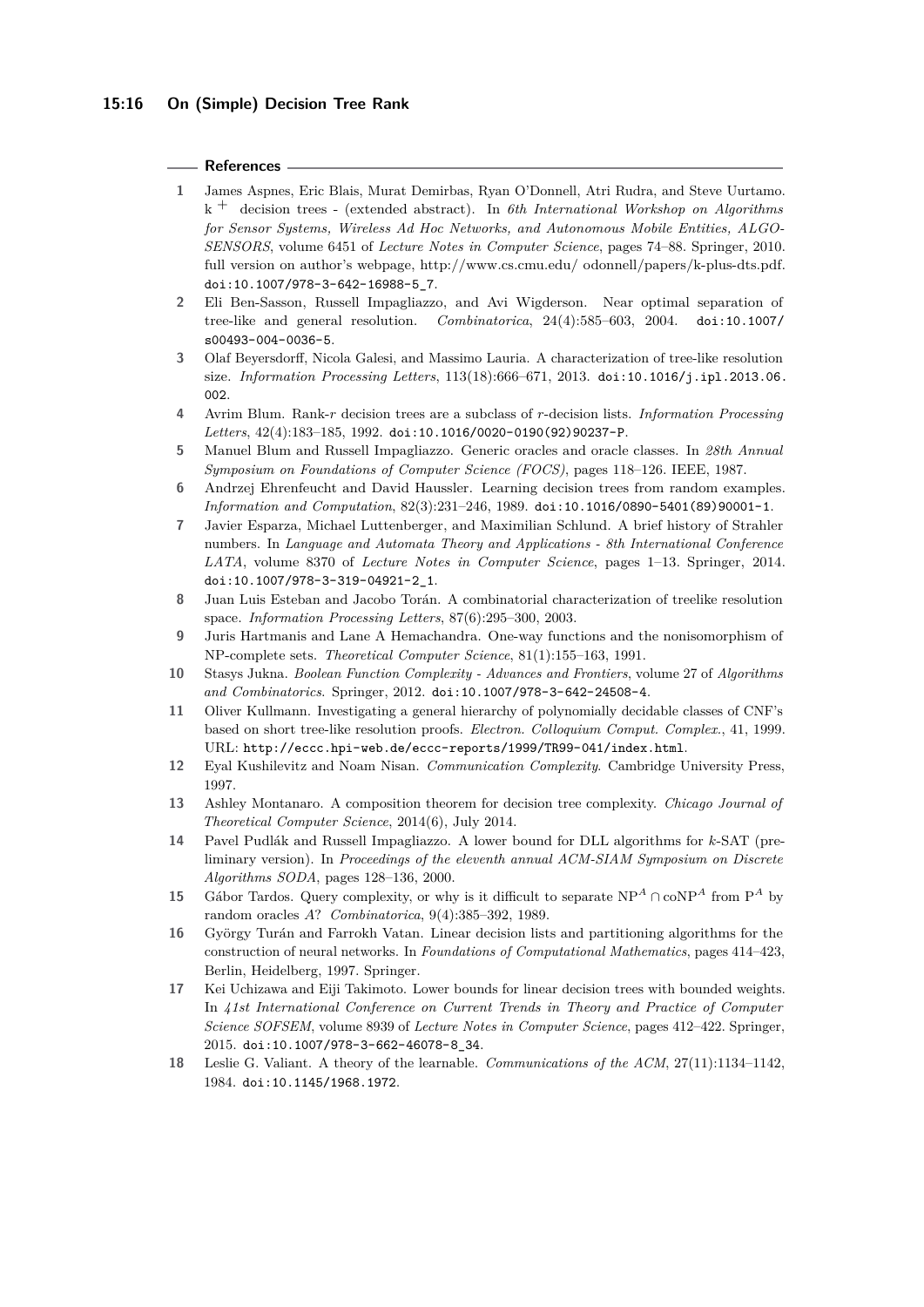## References

1. James Aspnes, Eric Blais, Murat Demirbas, Ryan O'Donnell, Atri Rudra, and Steve Uurtamo. k $^{+}$ decision trees - (extended abstract). In *6th International Workshop on Algorithms for Sensor Systems, Wireless Ad Hoc Networks, and Autonomous Mobile Entities, ALGOSENSORS*, volume 6451 of *Lecture Notes in Computer Science*, pages 74–88. Springer, 2010. full version on author's webpage, http://www.cs.cmu.edu/ odonnell/papers/k-plus-dts.pdf. doi:10.1007/978-3-642-16988-5_7.
2. Eli Ben-Sasson, Russell Impagliazzo, and Avi Wigderson. Near optimal separation of tree-like and general resolution. *Combinatorica*, 24(4):585–603, 2004. doi:10.1007/s00493-004-0036-5.
3. Olaf Beyersdorff, Nicola Galesi, and Massimo Lauria. A characterization of tree-like resolution size. *Information Processing Letters*, 113(18):666–671, 2013. doi:10.1016/j.ipl.2013.06.002.
4. Avrim Blum. Rank-$r$ decision trees are a subclass of $r$-decision lists. *Information Processing Letters*, 42(4):183–185, 1992. doi:10.1016/0020-0190(92)90237-P.
5. Manuel Blum and Russell Impagliazzo. Generic oracles and oracle classes. In *28th Annual Symposium on Foundations of Computer Science (FOCS)*, pages 118–126. IEEE, 1987.
6. Andrzej Ehrenfeucht and David Haussler. Learning decision trees from random examples. *Information and Computation*, 82(3):231–246, 1989. doi:10.1016/0890-5401(89)90001-1.
7. Javier Esparza, Michael Luttenberger, and Maximilian Schlund. A brief history of Strahler numbers. In *Language and Automata Theory and Applications - 8th International Conference LATA*, volume 8370 of *Lecture Notes in Computer Science*, pages 1–13. Springer, 2014. doi:10.1007/978-3-319-04921-2_1.
8. Juan Luis Esteban and Jacobo Torán. A combinatorial characterization of treelike resolution space. *Information Processing Letters*, 87(6):295–300, 2003.
9. Juris Hartmanis and Lane A Hemachandra. One-way functions and the nonisomorphism of NP-complete sets. *Theoretical Computer Science*, 81(1):155–163, 1991.
10. Stasys Jukna. *Boolean Function Complexity - Advances and Frontiers*, volume 27 of *Algorithms and Combinatorics*. Springer, 2012. doi:10.1007/978-3-642-24508-4.
11. Oliver Kullmann. Investigating a general hierarchy of polynomially decidable classes of CNF's based on short tree-like resolution proofs. *Electron. Colloquium Comput. Complex.*, 41, 1999. URL: http://eccc.hpi-web.de/eccc-reports/1999/TR99-041/index.html.
12. Eyal Kushilevitz and Noam Nisan. *Communication Complexity*. Cambridge University Press, 1997.
13. Ashley Montanaro. A composition theorem for decision tree complexity. *Chicago Journal of Theoretical Computer Science*, 2014(6), July 2014.
14. Pavel Pudlák and Russell Impagliazzo. A lower bound for DLL algorithms for $k$-SAT (preliminary version). In *Proceedings of the eleventh annual ACM-SIAM Symposium on Discrete Algorithms SODA*, pages 128–136, 2000.
15. Gábor Tardos. Query complexity, or why is it difficult to separate $\mathrm{NP}^A \cap \mathrm{coNP}^A$ from $\mathrm{P}^A$ by random oracles $A$? *Combinatorica*, 9(4):385–392, 1989.
16. György Turán and Farrokh Vatan. Linear decision lists and partitioning algorithms for the construction of neural networks. In *Foundations of Computational Mathematics*, pages 414–423, Berlin, Heidelberg, 1997. Springer.
17. Kei Uchizawa and Eiji Takimoto. Lower bounds for linear decision trees with bounded weights. In *41st International Conference on Current Trends in Theory and Practice of Computer Science SOFSEM*, volume 8939 of *Lecture Notes in Computer Science*, pages 412–422. Springer, 2015. doi:10.1007/978-3-662-46078-8_34.
18. Leslie G. Valiant. A theory of the learnable. *Communications of the ACM*, 27(11):1134–1142, 1984. doi:10.1145/1968.1972.